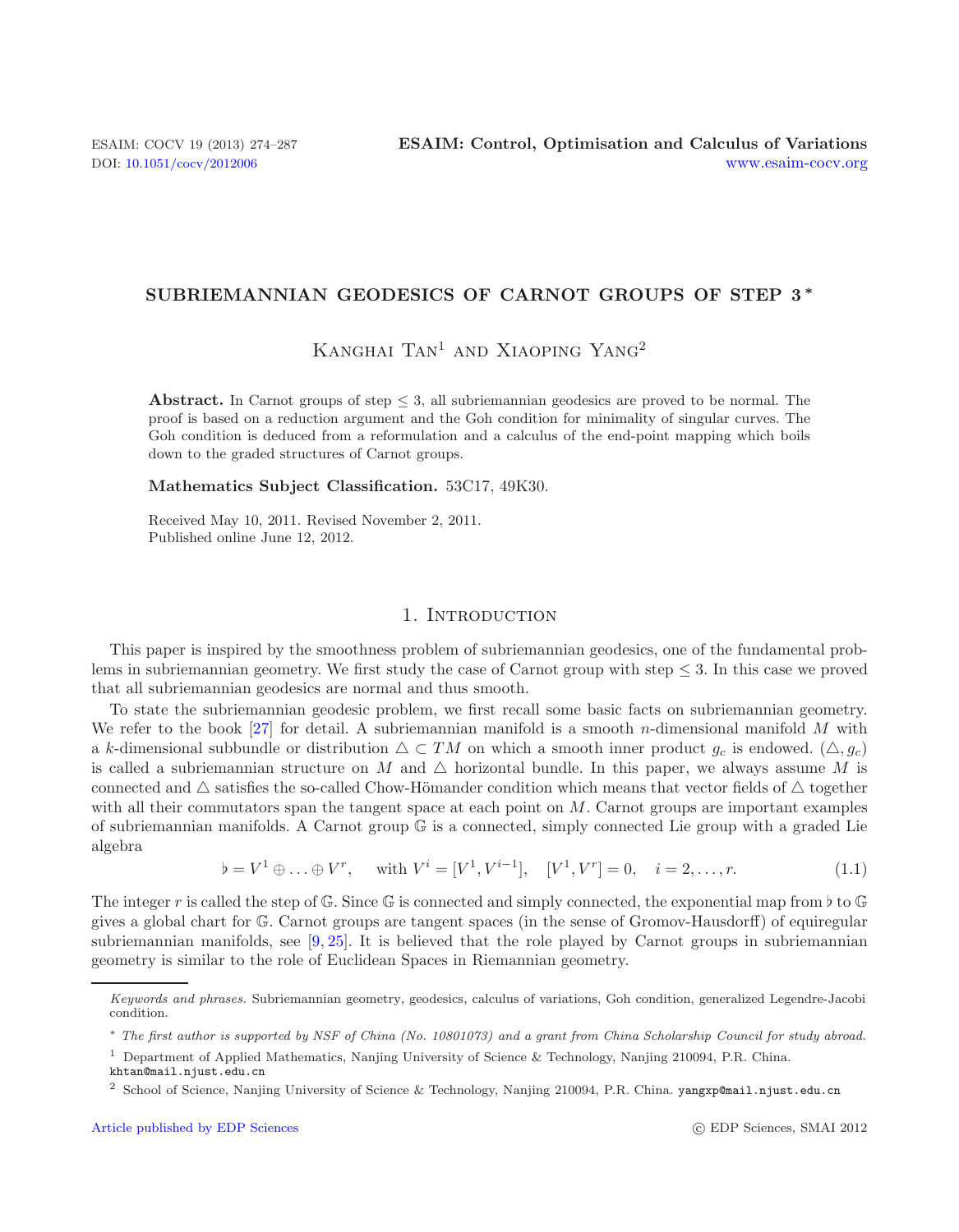# SUBRIEMANNIAN GEODESICS OF CARNOT GROUPS OF STEP 3 *

Kanghai Tan[1] and Xiaoping Yang[2]

**Abstract.** In Carnot groups of step $\leq 3$, all subriemannian geodesics are proved to be normal. The proof is based on a reduction argument and the Goh condition for minimality of singular curves. The Goh condition is deduced from a reformulation and a calculus of the end-point mapping which boils down to the graded structures of Carnot groups.

**Mathematics Subject Classification.** 53C17, 49K30.

Received May 10, 2011. Revised November 2, 2011.
Published online June 12, 2012.

## 1. Introduction

This paper is inspired by the smoothness problem of subriemannian geodesics, one of the fundamental problems in subriemannian geometry. We first study the case of Carnot group with step $\leq 3$. In this case we proved that all subriemannian geodesics are normal and thus smooth.

To state the subriemannian geodesic problem, we first recall some basic facts on subriemannian geometry. We refer to the book [27] for detail. A subriemannian manifold is a smooth $n$-dimensional manifold $M$ with a $k$-dimensional subbundle or distribution $\triangle \subset TM$ on which a smooth inner product $g_c$ is endowed. $(\triangle, g_c)$ is called a subriemannian structure on $M$ and $\triangle$ horizontal bundle. In this paper, we always assume $M$ is connected and $\triangle$ satisfies the so-called Chow-Hömander condition which means that vector fields of $\triangle$ together with all their commutators span the tangent space at each point on $M$. Carnot groups are important examples of subriemannian manifolds. A Carnot group $\mathbb{G}$ is a connected, simply connected Lie group with a graded Lie algebra

$$\flat = V^1 \oplus \ldots \oplus V^r, \quad \text{with } V^i = [V^1, V^{i-1}], \quad [V^1, V^r] = 0, \quad i = 2, \ldots, r. \tag{1.1}$$

The integer $r$ is called the step of $\mathbb{G}$. Since $\mathbb{G}$ is connected and simply connected, the exponential map from $\flat$ to $\mathbb{G}$ gives a global chart for $\mathbb{G}$. Carnot groups are tangent spaces (in the sense of Gromov-Hausdorff) of equiregular subriemannian manifolds, see [9, 25]. It is believed that the role played by Carnot groups in subriemannian geometry is similar to the role of Euclidean Spaces in Riemannian geometry.

*Keywords and phrases.* Subriemannian geometry, geodesics, calculus of variations, Goh condition, generalized Legendre-Jacobi condition.

\* *The first author is supported by NSF of China (No. 10801073) and a grant from China Scholarship Council for study abroad.*

[1] Department of Applied Mathematics, Nanjing University of Science & Technology, Nanjing 210094, P.R. China. khtan@mail.njust.edu.cn

[2] School of Science, Nanjing University of Science & Technology, Nanjing 210094, P.R. China. yangxp@mail.njust.edu.cn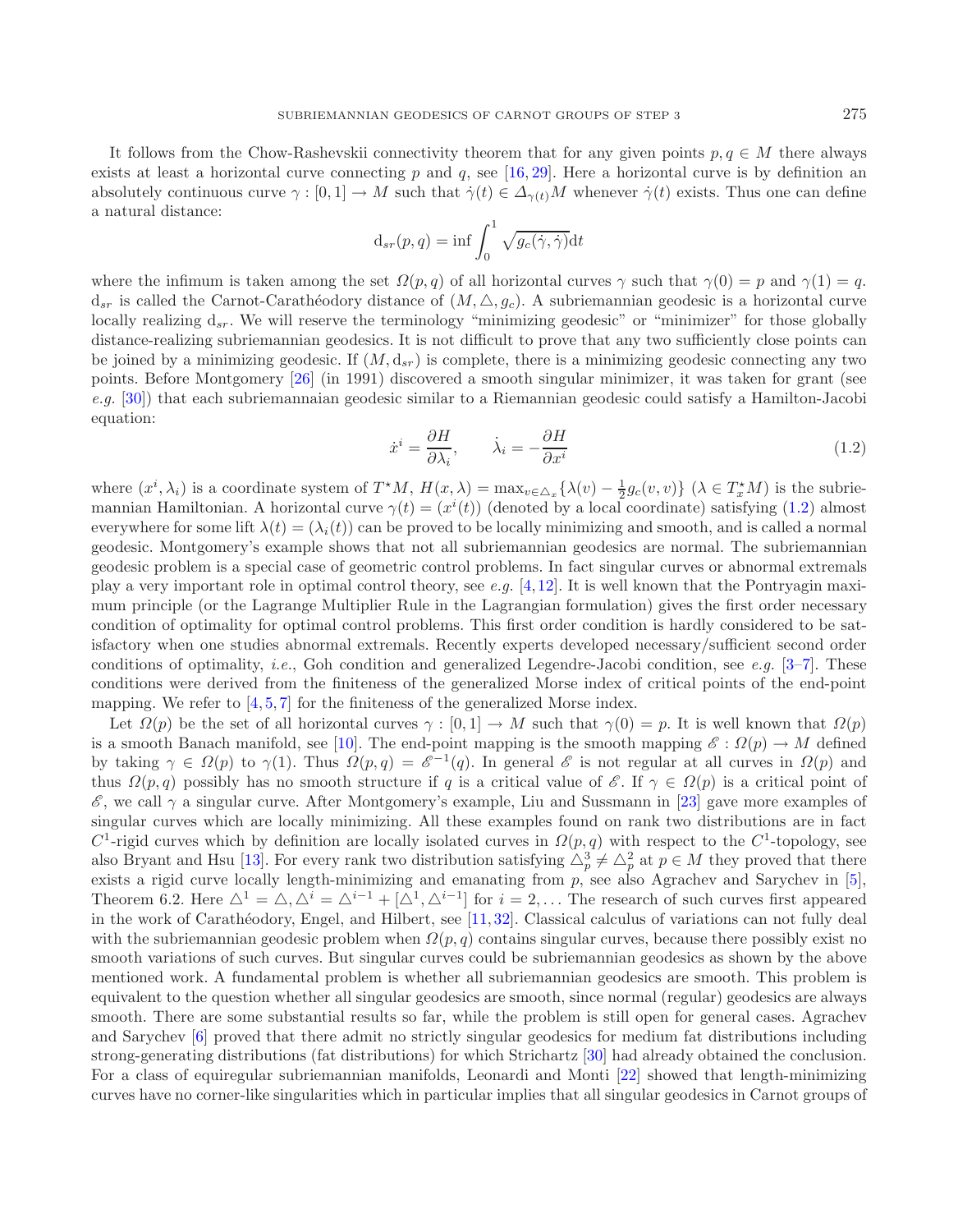It follows from the Chow-Rashevskii connectivity theorem that for any given points $p, q \in M$ there always exists at least a horizontal curve connecting $p$ and $q$, see [16, 29]. Here a horizontal curve is by definition an absolutely continuous curve $\gamma : [0, 1] \to M$ such that $\dot{\gamma}(t) \in \Delta_{\gamma(t)}M$ whenever $\dot{\gamma}(t)$ exists. Thus one can define a natural distance:

$$\mathrm{d}_{sr}(p, q) = \inf \int_0^1 \sqrt{g_c(\dot{\gamma}, \dot{\gamma})}\mathrm{d}t$$

where the infimum is taken among the set $\Omega(p, q)$ of all horizontal curves $\gamma$ such that $\gamma(0) = p$ and $\gamma(1) = q$. $\mathrm{d}_{sr}$ is called the Carnot-Carathéodory distance of $(M, \triangle, g_c)$. A subriemannian geodesic is a horizontal curve locally realizing $\mathrm{d}_{sr}$. We will reserve the terminology "minimizing geodesic" or "minimizer" for those globally distance-realizing subriemannian geodesics. It is not difficult to prove that any two sufficiently close points can be joined by a minimizing geodesic. If $(M, \mathrm{d}_{sr})$ is complete, there is a minimizing geodesic connecting any two points. Before Montgomery [26] (in 1991) discovered a smooth singular minimizer, it was taken for grant (see *e.g.* [30]) that each subriemannaian geodesic similar to a Riemannian geodesic could satisfy a Hamilton-Jacobi equation:

$$\dot{x}^i = \frac{\partial H}{\partial \lambda_i}, \qquad \dot{\lambda}_i = -\frac{\partial H}{\partial x^i} \tag{1.2}$$

where $(x^i, \lambda_i)$ is a coordinate system of $T^\star M$, $H(x, \lambda) = \max_{v \in \triangle_x}\{\lambda(v) - \frac{1}{2}g_c(v, v)\}$ $(\lambda \in T^\star_x M)$ is the subriemannian Hamiltonian. A horizontal curve $\gamma(t) = (x^i(t))$ (denoted by a local coordinate) satisfying (1.2) almost everywhere for some lift $\lambda(t) = (\lambda_i(t))$ can be proved to be locally minimizing and smooth, and is called a normal geodesic. Montgomery's example shows that not all subriemannian geodesics are normal. The subriemannian geodesic problem is a special case of geometric control problems. In fact singular curves or abnormal extremals play a very important role in optimal control theory, see *e.g.* [4, 12]. It is well known that the Pontryagin maximum principle (or the Lagrange Multiplier Rule in the Lagrangian formulation) gives the first order necessary condition of optimality for optimal control problems. This first order condition is hardly considered to be satisfactory when one studies abnormal extremals. Recently experts developed necessary/sufficient second order conditions of optimality, *i.e.*, Goh condition and generalized Legendre-Jacobi condition, see *e.g.* [3–7]. These conditions were derived from the finiteness of the generalized Morse index of critical points of the end-point mapping. We refer to [4, 5, 7] for the finiteness of the generalized Morse index.

Let $\Omega(p)$ be the set of all horizontal curves $\gamma : [0, 1] \to M$ such that $\gamma(0) = p$. It is well known that $\Omega(p)$ is a smooth Banach manifold, see [10]. The end-point mapping is the smooth mapping $\mathscr{E} : \Omega(p) \to M$ defined by taking $\gamma \in \Omega(p)$ to $\gamma(1)$. Thus $\Omega(p, q) = \mathscr{E}^{-1}(q)$. In general $\mathscr{E}$ is not regular at all curves in $\Omega(p)$ and thus $\Omega(p, q)$ possibly has no smooth structure if $q$ is a critical value of $\mathscr{E}$. If $\gamma \in \Omega(p)$ is a critical point of $\mathscr{E}$, we call $\gamma$ a singular curve. After Montgomery's example, Liu and Sussmann in [23] gave more examples of singular curves which are locally minimizing. All these examples found on rank two distributions are in fact $C^1$-rigid curves which by definition are locally isolated curves in $\Omega(p, q)$ with respect to the $C^1$-topology, see also Bryant and Hsu [13]. For every rank two distribution satisfying $\triangle^3_p \neq \triangle^2_p$ at $p \in M$ they proved that there exists a rigid curve locally length-minimizing and emanating from $p$, see also Agrachev and Sarychev in [5], Theorem 6.2. Here $\triangle^1 = \triangle, \triangle^i = \triangle^{i-1} + [\triangle^1, \triangle^{i-1}]$ for $i = 2, \ldots$ The research of such curves first appeared in the work of Carathéodory, Engel, and Hilbert, see [11, 32]. Classical calculus of variations can not fully deal with the subriemannian geodesic problem when $\Omega(p, q)$ contains singular curves, because there possibly exist no smooth variations of such curves. But singular curves could be subriemannian geodesics as shown by the above mentioned work. A fundamental problem is whether all subriemannian geodesics are smooth. This problem is equivalent to the question whether all singular geodesics are smooth, since normal (regular) geodesics are always smooth. There are some substantial results so far, while the problem is still open for general cases. Agrachev and Sarychev [6] proved that there admit no strictly singular geodesics for medium fat distributions including strong-generating distributions (fat distributions) for which Strichartz [30] had already obtained the conclusion. For a class of equiregular subriemannian manifolds, Leonardi and Monti [22] showed that length-minimizing curves have no corner-like singularities which in particular implies that all singular geodesics in Carnot groups of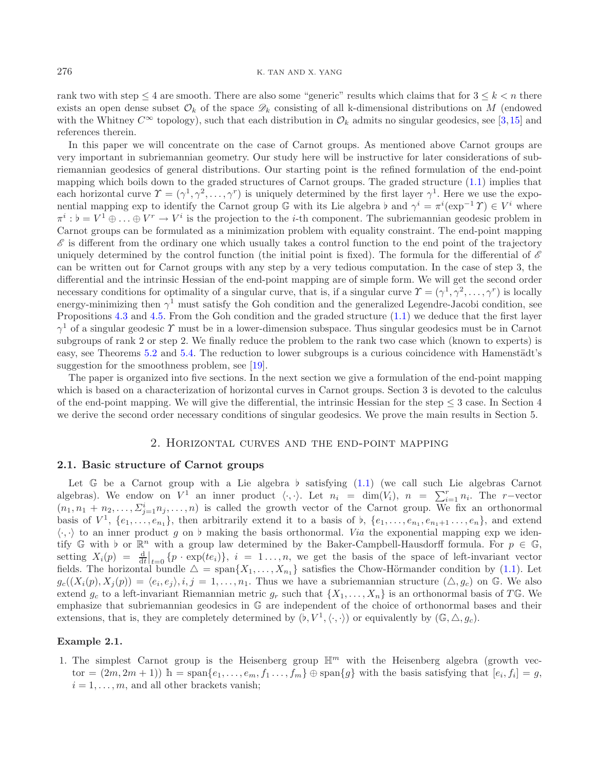rank two with step $\leq 4$ are smooth. There are also some "generic" results which claims that for $3 \leq k < n$ there exists an open dense subset $\mathcal{O}_k$ of the space $\mathscr{D}_k$ consisting of all k-dimensional distributions on $M$ (endowed with the Whitney $C^\infty$ topology), such that each distribution in $\mathcal{O}_k$ admits no singular geodesics, see [3,15] and references therein.

In this paper we will concentrate on the case of Carnot groups. As mentioned above Carnot groups are very important in subriemannian geometry. Our study here will be instructive for later considerations of subriemannian geodesics of general distributions. Our starting point is the refined formulation of the end-point mapping which boils down to the graded structures of Carnot groups. The graded structure (1.1) implies that each horizontal curve $\Upsilon = (\gamma^1, \gamma^2, \ldots, \gamma^r)$ is uniquely determined by the first layer $\gamma^1$. Here we use the exponential mapping exp to identify the Carnot group $\mathbb{G}$ with its Lie algebra $\flat$ and $\gamma^i = \pi^i(\exp^{-1} \Upsilon) \in V^i$ where $\pi^i : \flat = V^1 \oplus \ldots \oplus V^r \to V^i$ is the projection to the $i$-th component. The subriemannian geodesic problem in Carnot groups can be formulated as a minimization problem with equality constraint. The end-point mapping $\mathscr{E}$ is different from the ordinary one which usually takes a control function to the end point of the trajectory uniquely determined by the control function (the initial point is fixed). The formula for the differential of $\mathscr{E}$ can be written out for Carnot groups with any step by a very tedious computation. In the case of step 3, the differential and the intrinsic Hessian of the end-point mapping are of simple form. We will get the second order necessary conditions for optimality of a singular curve, that is, if a singular curve $\Upsilon = (\gamma^1, \gamma^2, \ldots, \gamma^r)$ is locally energy-minimizing then $\gamma^1$ must satisfy the Goh condition and the generalized Legendre-Jacobi condition, see Propositions 4.3 and 4.5. From the Goh condition and the graded structure (1.1) we deduce that the first layer $\gamma^1$ of a singular geodesic $\Upsilon$ must be in a lower-dimension subspace. Thus singular geodesics must be in Carnot subgroups of rank 2 or step 2. We finally reduce the problem to the rank two case which (known to experts) is easy, see Theorems 5.2 and 5.4. The reduction to lower subgroups is a curious coincidence with Hamenstädt's suggestion for the smoothness problem, see [19].

The paper is organized into five sections. In the next section we give a formulation of the end-point mapping which is based on a characterization of horizontal curves in Carnot groups. Section 3 is devoted to the calculus of the end-point mapping. We will give the differential, the intrinsic Hessian for the step $\leq 3$ case. In Section 4 we derive the second order necessary conditions of singular geodesics. We prove the main results in Section 5.

## 2. Horizontal curves and the end-point mapping

### 2.1. Basic structure of Carnot groups

Let $\mathbb{G}$ be a Carnot group with a Lie algebra $\flat$ satisfying (1.1) (we call such Lie algebras Carnot algebras). We endow on $V^1$ an inner product $\langle \cdot, \cdot \rangle$. Let $n_i = \dim(V_i)$, $n = \sum_{i=1}^r n_i$. The $r$–vector $(n_1, n_1 + n_2, \ldots, \Sigma_{j=1}^i n_j, \ldots, n)$ is called the growth vector of the Carnot group. We fix an orthonormal basis of $V^1$, $\{e_1, \ldots, e_{n_1}\}$, then arbitrarily extend it to a basis of $\flat$, $\{e_1, \ldots, e_{n_1}, e_{n_1+1} \ldots, e_n\}$, and extend $\langle \cdot, \cdot \rangle$ to an inner product $g$ on $\flat$ making the basis orthonormal. *Via* the exponential mapping exp we identify $\mathbb{G}$ with $\flat$ or $\mathbb{R}^n$ with a group law determined by the Baker-Campbell-Hausdorff formula. For $p \in \mathbb{G}$, setting $X_i(p) = \frac{\mathrm{d}}{\mathrm{d}t}\big|_{t=0} \{p \cdot \exp(te_i)\}$, $i = 1 \ldots, n$, we get the basis of the space of left-invariant vector fields. The horizontal bundle $\triangle = \operatorname{span}\{X_1, \ldots, X_{n_1}\}$ satisfies the Chow-Hörmander condition by (1.1). Let $g_c((X_i(p), X_j(p)) = \langle e_i, e_j \rangle, i, j = 1, \ldots, n_1$. Thus we have a subriemannian structure $(\triangle, g_c)$ on $\mathbb{G}$. We also extend $g_c$ to a left-invariant Riemannian metric $g_r$ such that $\{X_1, \ldots, X_n\}$ is an orthonormal basis of $T\mathbb{G}$. We emphasize that subriemannian geodesics in $\mathbb{G}$ are independent of the choice of orthonormal bases and their extensions, that is, they are completely determined by $(\flat, V^1, \langle \cdot, \cdot \rangle)$ or equivalently by $(\mathbb{G}, \triangle, g_c)$.

**Example 2.1.**

1. The simplest Carnot group is the Heisenberg group $\mathbb{H}^m$ with the Heisenberg algebra (growth vector $= (2m, 2m + 1)$) $\mathbb{h} = \operatorname{span}\{e_1, \ldots, e_m, f_1 \ldots, f_m\} \oplus \operatorname{span}\{g\}$ with the basis satisfying that $[e_i, f_i] = g$, $i = 1, \ldots, m$, and all other brackets vanish;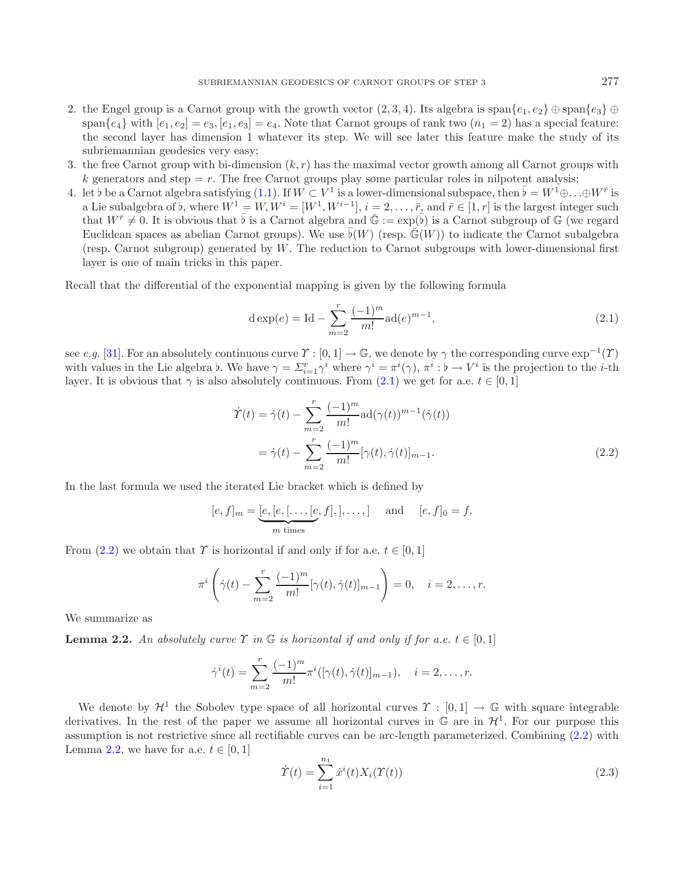2. the Engel group is a Carnot group with the growth vector $(2, 3, 4)$. Its algebra is $\text{span}\{e_1, e_2\} \oplus \text{span}\{e_3\} \oplus \text{span}\{e_4\}$ with $[e_1, e_2] = e_3, [e_1, e_3] = e_4$. Note that Carnot groups of rank two ($n_1 = 2$) has a special feature: the second layer has dimension 1 whatever its step. We will see later this feature make the study of its subriemannian geodesics very easy;
3. the free Carnot group with bi-dimension $(k, r)$ has the maximal vector growth among all Carnot groups with $k$ generators and step $= r$. The free Carnot groups play some particular roles in nilpotent analysis;
4. let $\flat$ be a Carnot algebra satisfying (1.1). If $W \subset V^1$ is a lower-dimensional subspace, then $\bar{\flat} = W^1 \oplus \ldots \oplus W^{\bar{r}}$ is a Lie subalgebra of $\flat$, where $W^1 = W, W^i = [W^1, W^{i-1}]$, $i = 2, \ldots, \bar{r}$, and $\bar{r} \in [1, r]$ is the largest integer such that $W^{\bar{r}} \neq 0$. It is obvious that $\bar{\flat}$ is a Carnot algebra and $\bar{\mathbb{G}} := \exp(\bar{\flat})$ is a Carnot subgroup of $\mathbb{G}$ (we regard Euclidean spaces as abelian Carnot groups). We use $\bar{\flat}(W)$ (resp. $\bar{\mathbb{G}}(W)$) to indicate the Carnot subalgebra (resp. Carnot subgroup) generated by $W$. The reduction to Carnot subgroups with lower-dimensional first layer is one of main tricks in this paper.

Recall that the differential of the exponential mapping is given by the following formula

$$\mathrm{d}\exp(e) = \mathrm{Id} - \sum_{m=2}^{r} \frac{(-1)^m}{m!} \mathrm{ad}(e)^{m-1}, \tag{2.1}$$

see *e.g.* [31]. For an absolutely continuous curve $\Upsilon : [0, 1] \to \mathbb{G}$, we denote by $\gamma$ the corresponding curve $\exp^{-1}(\Upsilon)$ with values in the Lie algebra $\flat$. We have $\gamma = \Sigma_{i=1}^{r} \gamma^i$ where $\gamma^i = \pi^i(\gamma)$, $\pi^i : \flat \to V^i$ is the projection to the $i$-th layer. It is obvious that $\gamma$ is also absolutely continuous. From (2.1) we get for a.e. $t \in [0, 1]$

$$\begin{aligned}
\dot{\Upsilon}(t) &= \dot{\gamma}(t) - \sum_{m=2}^{r} \frac{(-1)^m}{m!} \mathrm{ad}(\gamma(t))^{m-1}(\dot{\gamma}(t)) \\
&= \dot{\gamma}(t) - \sum_{m=2}^{r} \frac{(-1)^m}{m!} [\gamma(t), \dot{\gamma}(t)]_{m-1}.
\end{aligned} \tag{2.2}$$

In the last formula we used the iterated Lie bracket which is defined by

$$[e, f]_m = \underbrace{[e, [e, [\ldots, [e}_{m \text{ times}}, f], ], \ldots, ] \quad \text{and} \quad [e, f]_0 = f.$$

From (2.2) we obtain that $\Upsilon$ is horizontal if and only if for a.e. $t \in [0, 1]$

$$\pi^i \left( \dot{\gamma}(t) - \sum_{m=2}^{r} \frac{(-1)^m}{m!} [\gamma(t), \dot{\gamma}(t)]_{m-1} \right) = 0, \quad i = 2, \ldots, r.$$

We summarize as

**Lemma 2.2.** *An absolutely curve $\Upsilon$ in $\mathbb{G}$ is horizontal if and only if for a.e. $t \in [0, 1]$*

$$\dot{\gamma}^i(t) = \sum_{m=2}^{r} \frac{(-1)^m}{m!} \pi^i([\gamma(t), \dot{\gamma}(t)]_{m-1}), \quad i = 2, \ldots, r.$$

We denote by $\mathcal{H}^1$ the Sobolev type space of all horizontal curves $\Upsilon : [0, 1] \to \mathbb{G}$ with square integrable derivatives. In the rest of the paper we assume all horizontal curves in $\mathbb{G}$ are in $\mathcal{H}^1$. For our purpose this assumption is not restrictive since all rectifiable curves can be arc-length parameterized. Combining (2.2) with Lemma 2.2, we have for a.e. $t \in [0, 1]$

$$\dot{\Upsilon}(t) = \sum_{i=1}^{n_1} \dot{x}^i(t) X_i(\Upsilon(t)) \tag{2.3}$$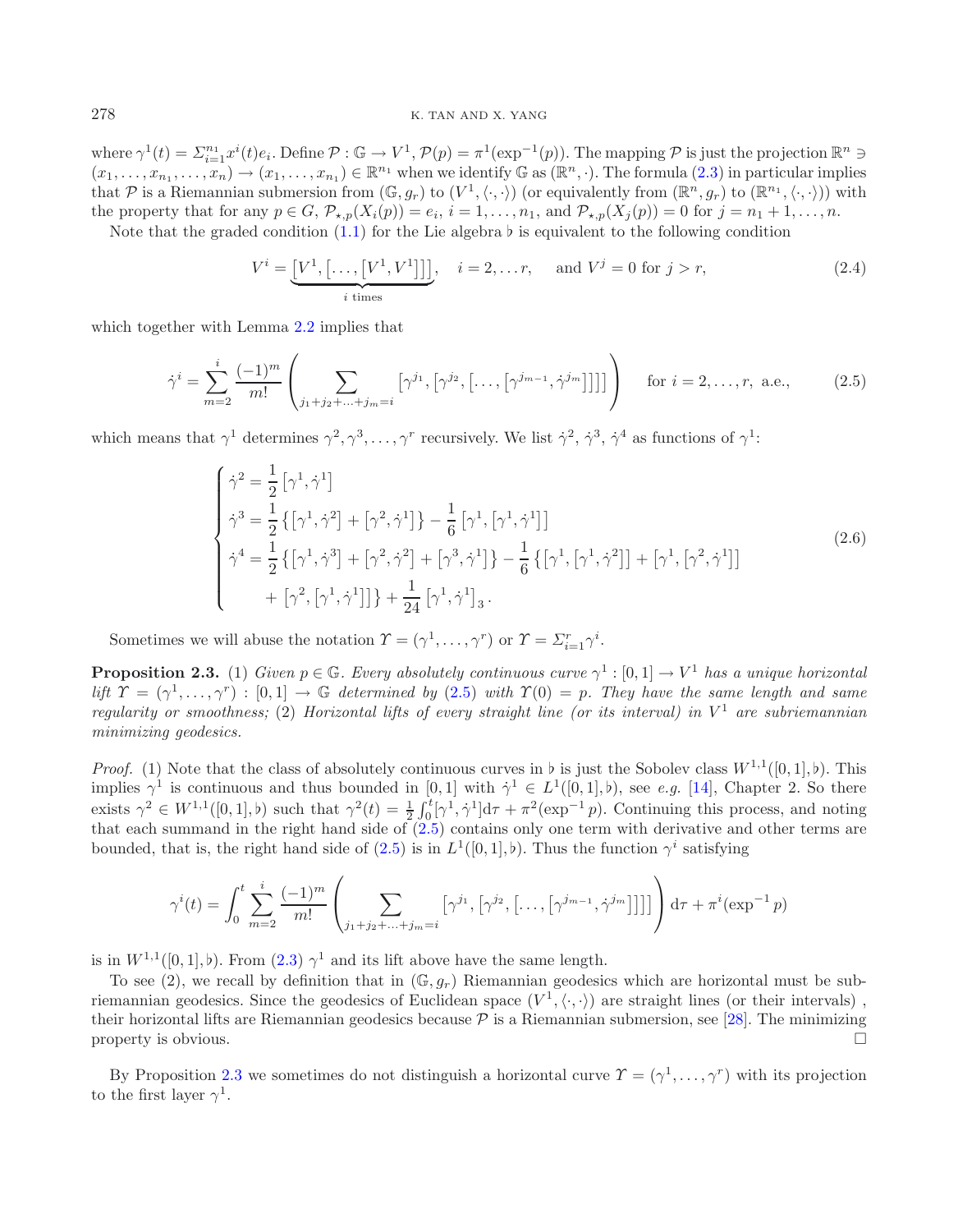where $\gamma^1(t) = \Sigma_{i=1}^{n_1} x^i(t) e_i$. Define $\mathcal{P} : \mathbb{G} \to V^1$, $\mathcal{P}(p) = \pi^1(\exp^{-1}(p))$. The mapping $\mathcal{P}$ is just the projection $\mathbb{R}^n \ni (x_1, \ldots, x_{n_1}, \ldots, x_n) \to (x_1, \ldots, x_{n_1}) \in \mathbb{R}^{n_1}$ when we identify $\mathbb{G}$ as $(\mathbb{R}^n, \cdot)$. The formula (2.3) in particular implies that $\mathcal{P}$ is a Riemannian submersion from $(\mathbb{G}, g_r)$ to $(V^1, \langle\cdot,\cdot\rangle)$ (or equivalently from $(\mathbb{R}^n, g_r)$ to $(\mathbb{R}^{n_1}, \langle\cdot,\cdot\rangle)$) with the property that for any $p \in G$, $\mathcal{P}_{\star,p}(X_i(p)) = e_i$, $i = 1, \ldots, n_1$, and $\mathcal{P}_{\star,p}(X_j(p)) = 0$ for $j = n_1 + 1, \ldots, n$.

Note that the graded condition (1.1) for the Lie algebra $\flat$ is equivalent to the following condition

$$V^i = \underbrace{[V^1, [\ldots, [V^1, V^1]]]}_{i \text{ times}}, \quad i = 2, \ldots r, \quad \text{and } V^j = 0 \text{ for } j > r, \tag{2.4}$$

which together with Lemma 2.2 implies that

$$\dot{\gamma}^i = \sum_{m=2}^{i} \frac{(-1)^m}{m!} \left( \sum_{j_1+j_2+\ldots+j_m=i} \left[\gamma^{j_1}, \left[\gamma^{j_2}, \left[\ldots, \left[\gamma^{j_{m-1}}, \dot{\gamma}^{j_m}\right]\right]\right]\right] \right) \quad \text{for } i = 2, \ldots, r, \text{ a.e.,} \tag{2.5}$$

which means that $\gamma^1$ determines $\gamma^2, \gamma^3, \ldots, \gamma^r$ recursively. We list $\dot{\gamma}^2$, $\dot{\gamma}^3$, $\dot{\gamma}^4$ as functions of $\gamma^1$:

$$\begin{cases} \dot{\gamma}^2 = \dfrac{1}{2}\left[\gamma^1, \dot{\gamma}^1\right] \\ \dot{\gamma}^3 = \dfrac{1}{2}\left\{\left[\gamma^1, \dot{\gamma}^2\right] + \left[\gamma^2, \dot{\gamma}^1\right]\right\} - \dfrac{1}{6}\left[\gamma^1, \left[\gamma^1, \dot{\gamma}^1\right]\right] \\ \dot{\gamma}^4 = \dfrac{1}{2}\left\{\left[\gamma^1, \dot{\gamma}^3\right] + \left[\gamma^2, \dot{\gamma}^2\right] + \left[\gamma^3, \dot{\gamma}^1\right]\right\} - \dfrac{1}{6}\left\{\left[\gamma^1, \left[\gamma^1, \dot{\gamma}^2\right]\right] + \left[\gamma^1, \left[\gamma^2, \dot{\gamma}^1\right]\right]\right. \\ \qquad \left. + \left[\gamma^2, \left[\gamma^1, \dot{\gamma}^1\right]\right]\right\} + \dfrac{1}{24}\left[\gamma^1, \dot{\gamma}^1\right]_3. \end{cases} \tag{2.6}$$

Sometimes we will abuse the notation $\Upsilon = (\gamma^1, \ldots, \gamma^r)$ or $\Upsilon = \Sigma_{i=1}^r \gamma^i$.

**Proposition 2.3.** (1) *Given $p \in \mathbb{G}$. Every absolutely continuous curve $\gamma^1 : [0,1] \to V^1$ has a unique horizontal lift $\Upsilon = (\gamma^1, \ldots, \gamma^r) : [0,1] \to \mathbb{G}$ determined by (2.5) with $\Upsilon(0) = p$. They have the same length and same regularity or smoothness;* (2) *Horizontal lifts of every straight line (or its interval) in $V^1$ are subriemannian minimizing geodesics.*

*Proof.* (1) Note that the class of absolutely continuous curves in $\flat$ is just the Sobolev class $W^{1,1}([0,1], \flat)$. This implies $\gamma^1$ is continuous and thus bounded in $[0,1]$ with $\dot{\gamma}^1 \in L^1([0,1], \flat)$, see *e.g.* [14], Chapter 2. So there exists $\gamma^2 \in W^{1,1}([0,1], \flat)$ such that $\gamma^2(t) = \frac{1}{2}\int_0^t [\gamma^1, \dot{\gamma}^1] \mathrm{d}\tau + \pi^2(\exp^{-1} p)$. Continuing this process, and noting that each summand in the right hand side of (2.5) contains only one term with derivative and other terms are bounded, that is, the right hand side of (2.5) is in $L^1([0,1], \flat)$. Thus the function $\gamma^i$ satisfying

$$\gamma^i(t) = \int_0^t \sum_{m=2}^{i} \frac{(-1)^m}{m!} \left( \sum_{j_1+j_2+\ldots+j_m=i} \left[\gamma^{j_1}, \left[\gamma^{j_2}, \left[\ldots, \left[\gamma^{j_{m-1}}, \dot{\gamma}^{j_m}\right]\right]\right]\right] \right) \mathrm{d}\tau + \pi^i(\exp^{-1} p)$$

is in $W^{1,1}([0,1], \flat)$. From (2.3) $\gamma^1$ and its lift above have the same length.

To see (2), we recall by definition that in $(\mathbb{G}, g_r)$ Riemannian geodesics which are horizontal must be subriemannian geodesics. Since the geodesics of Euclidean space $(V^1, \langle\cdot,\cdot\rangle)$ are straight lines (or their intervals), their horizontal lifts are Riemannian geodesics because $\mathcal{P}$ is a Riemannian submersion, see [28]. The minimizing property is obvious. $\square$

By Proposition 2.3 we sometimes do not distinguish a horizontal curve $\Upsilon = (\gamma^1, \ldots, \gamma^r)$ with its projection to the first layer $\gamma^1$.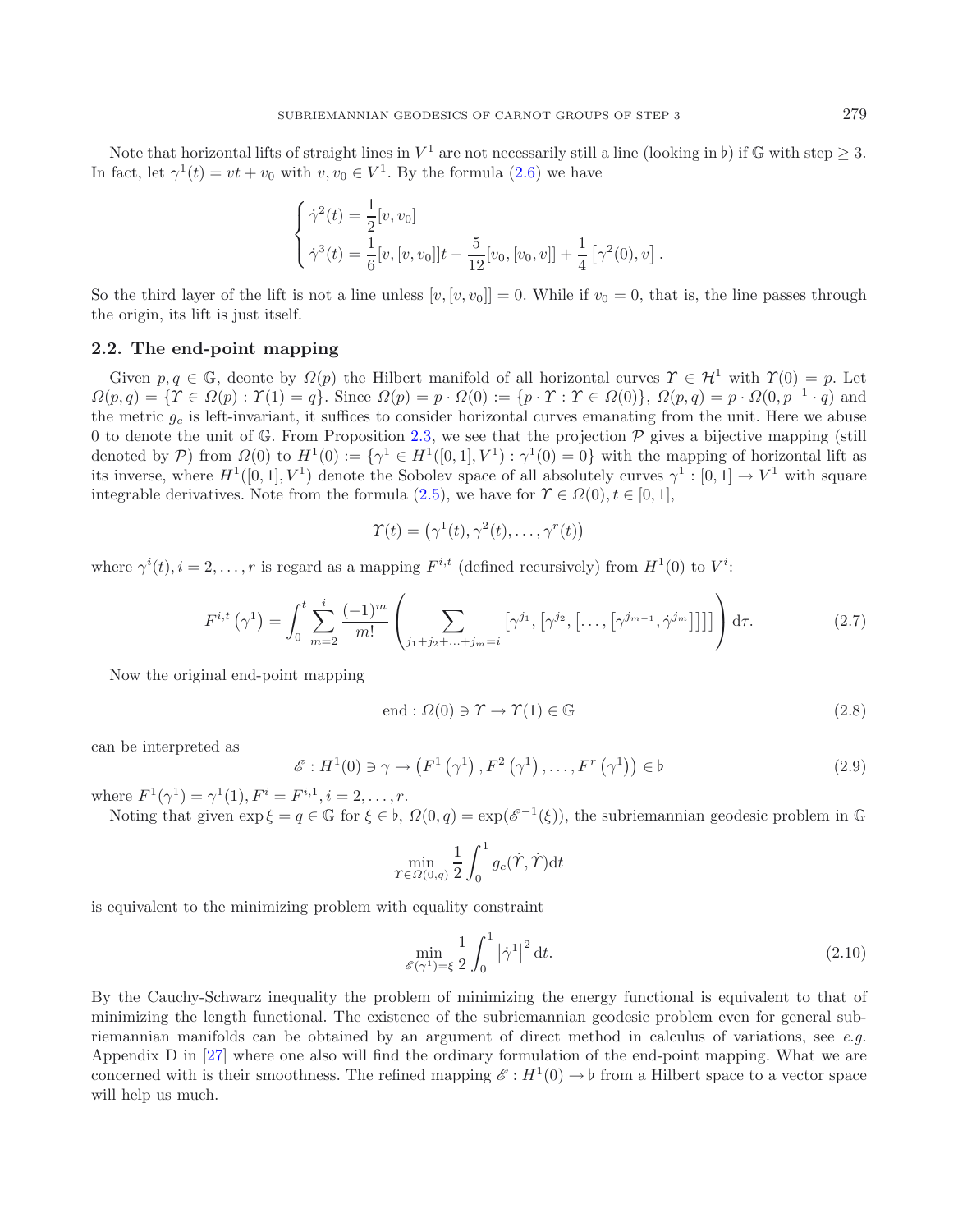Note that horizontal lifts of straight lines in $V^1$ are not necessarily still a line (looking in $\flat$) if $\mathbb{G}$ with step $\geq 3$. In fact, let $\gamma^1(t) = vt + v_0$ with $v, v_0 \in V^1$. By the formula (2.6) we have

$$
\begin{cases}
\dot{\gamma}^2(t) = \dfrac{1}{2}[v, v_0] \\
\dot{\gamma}^3(t) = \dfrac{1}{6}[v,[v,v_0]]t - \dfrac{5}{12}[v_0,[v_0,v]] + \dfrac{1}{4}\left[\gamma^2(0), v\right].
\end{cases}
$$

So the third layer of the lift is not a line unless $[v,[v,v_0]] = 0$. While if $v_0 = 0$, that is, the line passes through the origin, its lift is just itself.

### 2.2. The end-point mapping

Given $p, q \in \mathbb{G}$, deonte by $\Omega(p)$ the Hilbert manifold of all horizontal curves $\Upsilon \in \mathcal{H}^1$ with $\Upsilon(0) = p$. Let $\Omega(p,q) = \{\Upsilon \in \Omega(p) : \Upsilon(1) = q\}$. Since $\Omega(p) = p \cdot \Omega(0) := \{p \cdot \Upsilon : \Upsilon \in \Omega(0)\}$, $\Omega(p,q) = p \cdot \Omega(0, p^{-1} \cdot q)$ and the metric $g_c$ is left-invariant, it suffices to consider horizontal curves emanating from the unit. Here we abuse 0 to denote the unit of $\mathbb{G}$. From Proposition 2.3, we see that the projection $\mathcal{P}$ gives a bijective mapping (still denoted by $\mathcal{P}$) from $\Omega(0)$ to $H^1(0) := \{\gamma^1 \in H^1([0,1], V^1) : \gamma^1(0) = 0\}$ with the mapping of horizontal lift as its inverse, where $H^1([0,1], V^1)$ denote the Sobolev space of all absolutely curves $\gamma^1 : [0,1] \to V^1$ with square integrable derivatives. Note from the formula (2.5), we have for $\Upsilon \in \Omega(0), t \in [0,1]$,

$$
\Upsilon(t) = \left(\gamma^1(t), \gamma^2(t), \ldots, \gamma^r(t)\right)
$$

where $\gamma^i(t), i = 2, \ldots, r$ is regard as a mapping $F^{i,t}$ (defined recursively) from $H^1(0)$ to $V^i$:

$$
F^{i,t}\left(\gamma^1\right) = \int_0^t \sum_{m=2}^{i} \frac{(-1)^m}{m!} \left( \sum_{j_1+j_2+\ldots+j_m=i} \left[\gamma^{j_1}, \left[\gamma^{j_2}, \left[\ldots, \left[\gamma^{j_{m-1}}, \dot{\gamma}^{j_m}\right]\right]\right]\right] \right) \mathrm{d}\tau. \tag{2.7}
$$

Now the original end-point mapping

$$
\mathrm{end} : \Omega(0) \ni \Upsilon \to \Upsilon(1) \in \mathbb{G} \tag{2.8}
$$

can be interpreted as

$$
\mathscr{E} : H^1(0) \ni \gamma \to \left(F^1\left(\gamma^1\right), F^2\left(\gamma^1\right), \ldots, F^r\left(\gamma^1\right)\right) \in \flat \tag{2.9}
$$

where $F^1(\gamma^1) = \gamma^1(1), F^i = F^{i,1}, i = 2, \ldots, r$.

Noting that given $\exp \xi = q \in \mathbb{G}$ for $\xi \in \flat$, $\Omega(0,q) = \exp(\mathscr{E}^{-1}(\xi))$, the subriemannian geodesic problem in $\mathbb{G}$

$$
\min_{\Upsilon \in \Omega(0,q)} \frac{1}{2} \int_0^1 g_c(\dot{\Upsilon}, \dot{\Upsilon}) \mathrm{d}t
$$

is equivalent to the minimizing problem with equality constraint

$$
\min_{\mathscr{E}(\gamma^1)=\xi} \frac{1}{2} \int_0^1 \left|\dot{\gamma}^1\right|^2 \mathrm{d}t. \tag{2.10}
$$

By the Cauchy-Schwarz inequality the problem of minimizing the energy functional is equivalent to that of minimizing the length functional. The existence of the subriemannian geodesic problem even for general subriemannian manifolds can be obtained by an argument of direct method in calculus of variations, see *e.g.* Appendix D in [27] where one also will find the ordinary formulation of the end-point mapping. What we are concerned with is their smoothness. The refined mapping $\mathscr{E} : H^1(0) \to \flat$ from a Hilbert space to a vector space will help us much.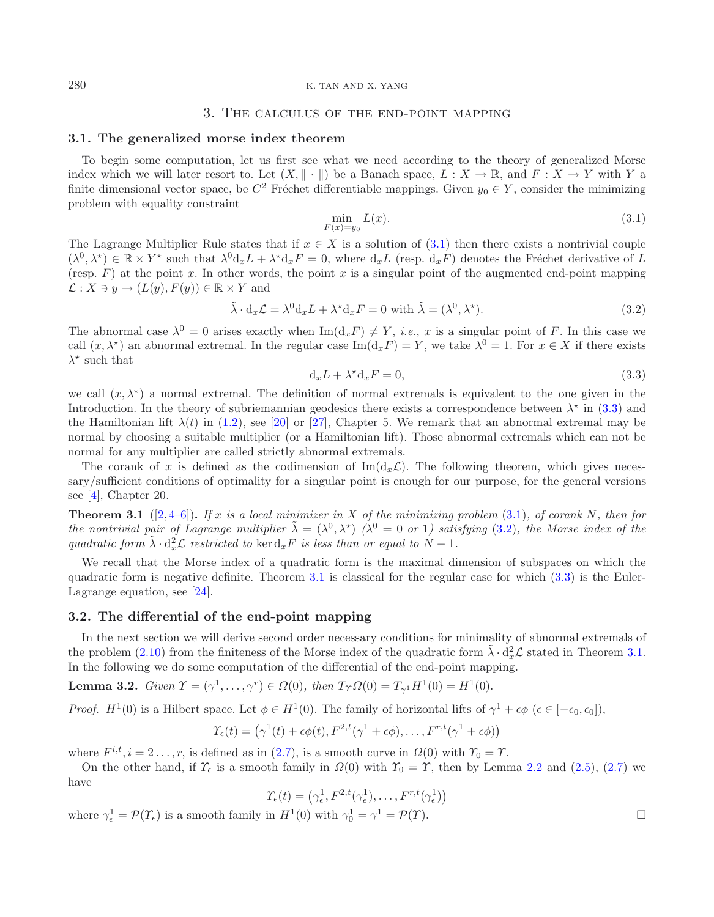## 3. The calculus of the end-point mapping

### 3.1. The generalized morse index theorem

To begin some computation, let us first see what we need according to the theory of generalized Morse index which we will later resort to. Let $(X, \|\cdot\|)$ be a Banach space, $L : X \to \mathbb{R}$, and $F : X \to Y$ with $Y$ a finite dimensional vector space, be $C^2$ Fréchet differentiable mappings. Given $y_0 \in Y$, consider the minimizing problem with equality constraint

$$\min_{F(x)=y_0} L(x). \tag{3.1}$$

The Lagrange Multiplier Rule states that if $x \in X$ is a solution of (3.1) then there exists a nontrivial couple $(\lambda^0, \lambda^\star) \in \mathbb{R} \times Y^\star$ such that $\lambda^0 \mathrm{d}_x L + \lambda^\star \mathrm{d}_x F = 0$, where $\mathrm{d}_x L$ (resp. $\mathrm{d}_x F$) denotes the Fréchet derivative of $L$ (resp. $F$) at the point $x$. In other words, the point $x$ is a singular point of the augmented end-point mapping $\mathcal{L} : X \ni y \to (L(y), F(y)) \in \mathbb{R} \times Y$ and

$$\tilde{\lambda} \cdot \mathrm{d}_x \mathcal{L} = \lambda^0 \mathrm{d}_x L + \lambda^\star \mathrm{d}_x F = 0 \text{ with } \tilde{\lambda} = (\lambda^0, \lambda^\star). \tag{3.2}$$

The abnormal case $\lambda^0 = 0$ arises exactly when $\mathrm{Im}(\mathrm{d}_x F) \neq Y$, *i.e.*, $x$ is a singular point of $F$. In this case we call $(x, \lambda^\star)$ an abnormal extremal. In the regular case $\mathrm{Im}(\mathrm{d}_x F) = Y$, we take $\lambda^0 = 1$. For $x \in X$ if there exists $\lambda^\star$ such that

$$\mathrm{d}_x L + \lambda^\star \mathrm{d}_x F = 0, \tag{3.3}$$

we call $(x, \lambda^\star)$ a normal extremal. The definition of normal extremals is equivalent to the one given in the Introduction. In the theory of subriemannian geodesics there exists a correspondence between $\lambda^\star$ in (3.3) and the Hamiltonian lift $\lambda(t)$ in (1.2), see [20] or [27], Chapter 5. We remark that an abnormal extremal may be normal by choosing a suitable multiplier (or a Hamiltonian lift). Those abnormal extremals which can not be normal for any multiplier are called strictly abnormal extremals.

The corank of $x$ is defined as the codimension of $\mathrm{Im}(\mathrm{d}_x \mathcal{L})$. The following theorem, which gives necessary/sufficient conditions of optimality for a singular point is enough for our purpose, for the general versions see [4], Chapter 20.

**Theorem 3.1** ([2,4–6]). *If $x$ is a local minimizer in $X$ of the minimizing problem (3.1), of corank $N$, then for the nontrivial pair of Lagrange multiplier $\tilde{\lambda} = (\lambda^0, \lambda^\star)$ ($\lambda^0 = 0$ or $1$) satisfying (3.2), the Morse index of the quadratic form $\tilde{\lambda} \cdot \mathrm{d}_x^2 \mathcal{L}$ restricted to $\ker \mathrm{d}_x F$ is less than or equal to $N - 1$.*

We recall that the Morse index of a quadratic form is the maximal dimension of subspaces on which the quadratic form is negative definite. Theorem 3.1 is classical for the regular case for which (3.3) is the Euler-Lagrange equation, see [24].

### 3.2. The differential of the end-point mapping

In the next section we will derive second order necessary conditions for minimality of abnormal extremals of the problem (2.10) from the finiteness of the Morse index of the quadratic form $\tilde{\lambda} \cdot \mathrm{d}_x^2 \mathcal{L}$ stated in Theorem 3.1. In the following we do some computation of the differential of the end-point mapping.

**Lemma 3.2.** *Given $\Upsilon = (\gamma^1, \ldots, \gamma^r) \in \Omega(0)$, then $T_\Upsilon \Omega(0) = T_{\gamma^1} H^1(0) = H^1(0)$.*

*Proof.* $H^1(0)$ is a Hilbert space. Let $\phi \in H^1(0)$. The family of horizontal lifts of $\gamma^1 + \epsilon\phi$ ($\epsilon \in [-\epsilon_0, \epsilon_0]$),

$$\Upsilon_\epsilon(t) = \left(\gamma^1(t) + \epsilon\phi(t), F^{2,t}(\gamma^1 + \epsilon\phi), \ldots, F^{r,t}(\gamma^1 + \epsilon\phi)\right)$$

where $F^{i,t}, i = 2\ldots, r$, is defined as in (2.7), is a smooth curve in $\Omega(0)$ with $\Upsilon_0 = \Upsilon$.

On the other hand, if $\Upsilon_\epsilon$ is a smooth family in $\Omega(0)$ with $\Upsilon_0 = \Upsilon$, then by Lemma 2.2 and (2.5), (2.7) we have

$$\Upsilon_\epsilon(t) = \left(\gamma_\epsilon^1, F^{2,t}(\gamma_\epsilon^1), \ldots, F^{r,t}(\gamma_\epsilon^1)\right)$$

where $\gamma_\epsilon^1 = \mathcal{P}(\Upsilon_\epsilon)$ is a smooth family in $H^1(0)$ with $\gamma_0^1 = \gamma^1 = \mathcal{P}(\Upsilon)$. □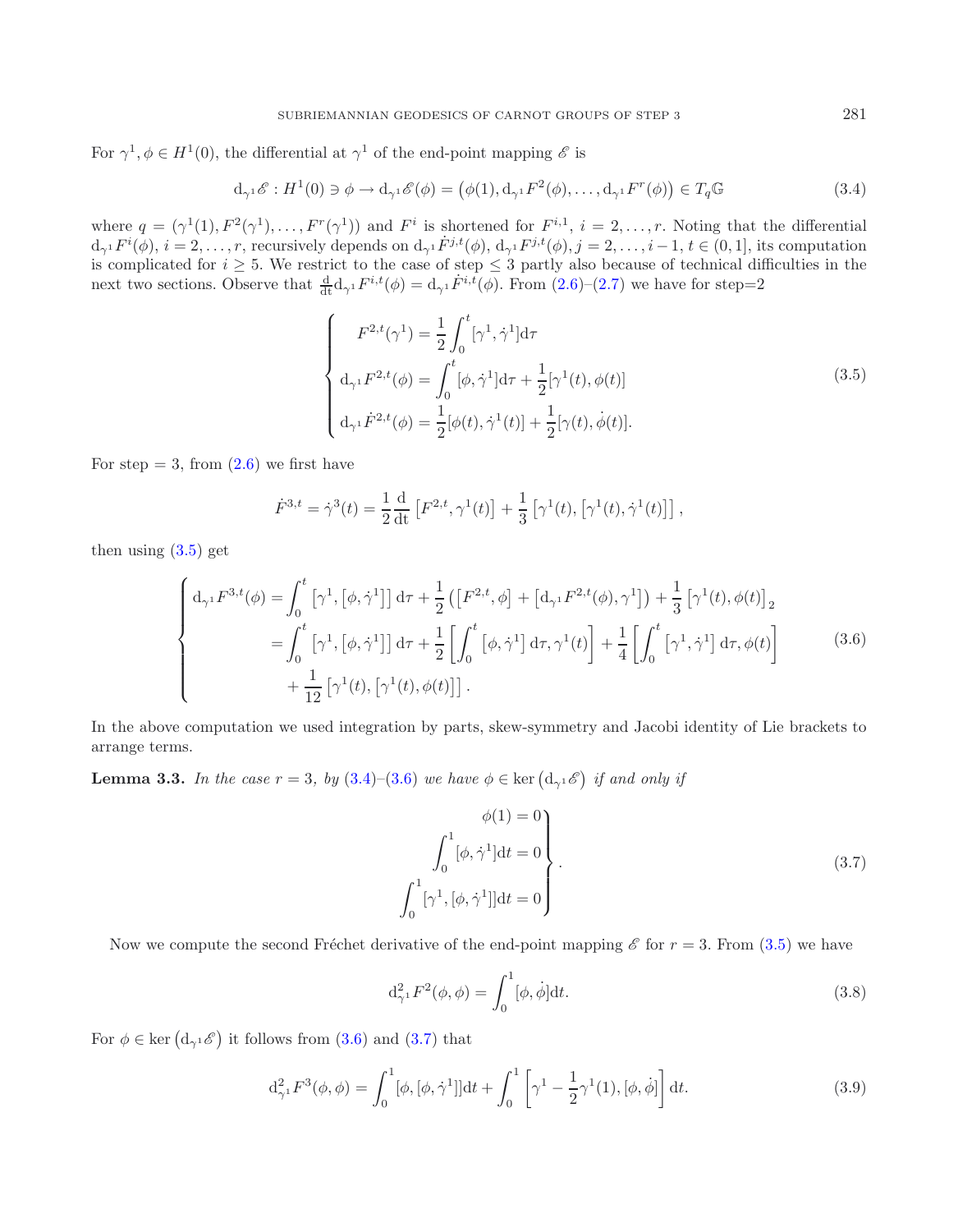For $\gamma^1, \phi \in H^1(0)$, the differential at $\gamma^1$ of the end-point mapping $\mathscr{E}$ is

$$\mathrm{d}_{\gamma^1}\mathscr{E} : H^1(0) \ni \phi \to \mathrm{d}_{\gamma^1}\mathscr{E}(\phi) = \left(\phi(1), \mathrm{d}_{\gamma^1}F^2(\phi), \ldots, \mathrm{d}_{\gamma^1}F^r(\phi)\right) \in T_q\mathbb{G} \tag{3.4}$$

where $q = (\gamma^1(1), F^2(\gamma^1), \ldots, F^r(\gamma^1))$ and $F^i$ is shortened for $F^{i,1}$, $i = 2, \ldots, r$. Noting that the differential $\mathrm{d}_{\gamma^1}F^i(\phi)$, $i = 2, \ldots, r$, recursively depends on $\mathrm{d}_{\gamma^1}\dot{F}^{j,t}(\phi)$, $\mathrm{d}_{\gamma^1}F^{j,t}(\phi)$, $j = 2, \ldots, i-1$, $t \in (0,1]$, its computation is complicated for $i \geq 5$. We restrict to the case of step $\leq 3$ partly also because of technical difficulties in the next two sections. Observe that $\frac{\mathrm{d}}{\mathrm{d}t}\mathrm{d}_{\gamma^1}F^{i,t}(\phi) = \mathrm{d}_{\gamma^1}\dot{F}^{i,t}(\phi)$. From (2.6)–(2.7) we have for step=2

$$\left\{\begin{aligned} F^{2,t}(\gamma^1) &= \frac{1}{2}\int_0^t [\gamma^1, \dot{\gamma}^1]\mathrm{d}\tau \\ \mathrm{d}_{\gamma^1}F^{2,t}(\phi) &= \int_0^t [\phi, \dot{\gamma}^1]\mathrm{d}\tau + \frac{1}{2}[\gamma^1(t), \phi(t)] \\ \mathrm{d}_{\gamma^1}\dot{F}^{2,t}(\phi) &= \frac{1}{2}[\phi(t), \dot{\gamma}^1(t)] + \frac{1}{2}[\gamma(t), \dot{\phi}(t)]. \end{aligned}\right. \tag{3.5}$$

For step $= 3$, from (2.6) we first have

$$\dot{F}^{3,t} = \dot{\gamma}^3(t) = \frac{1}{2}\frac{\mathrm{d}}{\mathrm{d}t}\left[F^{2,t}, \gamma^1(t)\right] + \frac{1}{3}\left[\gamma^1(t), \left[\gamma^1(t), \dot{\gamma}^1(t)\right]\right],$$

then using (3.5) get

$$\left\{\begin{aligned} \mathrm{d}_{\gamma^1}F^{3,t}(\phi) &= \int_0^t \left[\gamma^1, \left[\phi, \dot{\gamma}^1\right]\right]\mathrm{d}\tau + \frac{1}{2}\left(\left[F^{2,t}, \phi\right] + \left[\mathrm{d}_{\gamma^1}F^{2,t}(\phi), \gamma^1\right]\right) + \frac{1}{3}\left[\gamma^1(t), \phi(t)\right]_2 \\ &= \int_0^t \left[\gamma^1, \left[\phi, \dot{\gamma}^1\right]\right]\mathrm{d}\tau + \frac{1}{2}\left[\int_0^t \left[\phi, \dot{\gamma}^1\right]\mathrm{d}\tau, \gamma^1(t)\right] + \frac{1}{4}\left[\int_0^t \left[\gamma^1, \dot{\gamma}^1\right]\mathrm{d}\tau, \phi(t)\right] \\ &\quad + \frac{1}{12}\left[\gamma^1(t), \left[\gamma^1(t), \phi(t)\right]\right]. \end{aligned}\right. \tag{3.6}$$

In the above computation we used integration by parts, skew-symmetry and Jacobi identity of Lie brackets to arrange terms.

**Lemma 3.3.** *In the case $r = 3$, by (3.4)–(3.6) we have $\phi \in \ker\left(\mathrm{d}_{\gamma^1}\mathscr{E}\right)$ if and only if*

$$\left.\begin{aligned} \phi(1) &= 0 \\ \int_0^1 [\phi, \dot{\gamma}^1]\mathrm{d}t &= 0 \\ \int_0^1 [\gamma^1, [\phi, \dot{\gamma}^1]]\mathrm{d}t &= 0 \end{aligned}\right\}. \tag{3.7}$$

Now we compute the second Fréchet derivative of the end-point mapping $\mathscr{E}$ for $r = 3$. From (3.5) we have

$$\mathrm{d}^2_{\gamma^1}F^2(\phi, \phi) = \int_0^1 [\phi, \dot{\phi}]\mathrm{d}t. \tag{3.8}$$

For $\phi \in \ker\left(\mathrm{d}_{\gamma^1}\mathscr{E}\right)$ it follows from (3.6) and (3.7) that

$$\mathrm{d}^2_{\gamma^1}F^3(\phi, \phi) = \int_0^1 [\phi, [\phi, \dot{\gamma}^1]]\mathrm{d}t + \int_0^1 \left[\gamma^1 - \frac{1}{2}\gamma^1(1), [\phi, \dot{\phi}]\right]\mathrm{d}t. \tag{3.9}$$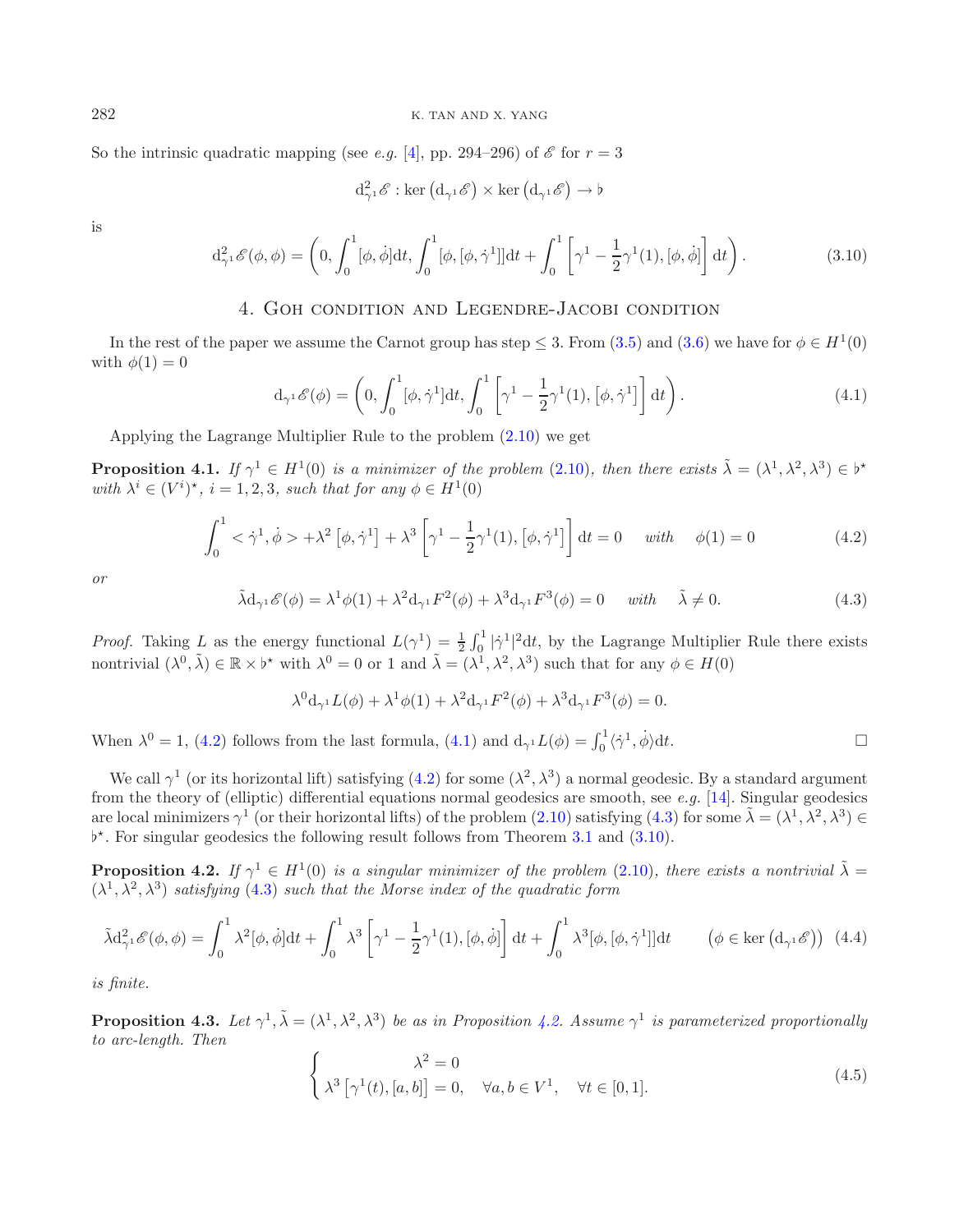So the intrinsic quadratic mapping (see *e.g.* [4], pp. 294–296) of $\mathscr{E}$ for $r = 3$

$$\mathrm{d}^2_{\gamma^1}\mathscr{E} : \ker\left(\mathrm{d}_{\gamma^1}\mathscr{E}\right) \times \ker\left(\mathrm{d}_{\gamma^1}\mathscr{E}\right) \to \flat$$

is

$$\mathrm{d}^2_{\gamma^1}\mathscr{E}(\phi,\phi) = \left(0, \int_0^1 [\phi,\dot{\phi}]\mathrm{d}t, \int_0^1 [\phi,[\phi,\dot{\gamma}^1]]\mathrm{d}t + \int_0^1 \left[\gamma^1 - \frac{1}{2}\gamma^1(1), [\phi,\dot{\phi}]\right]\mathrm{d}t\right). \tag{3.10}$$

## 4. Goh condition and Legendre-Jacobi condition

In the rest of the paper we assume the Carnot group has step $\leq 3$. From (3.5) and (3.6) we have for $\phi \in H^1(0)$ with $\phi(1) = 0$

$$\mathrm{d}_{\gamma^1}\mathscr{E}(\phi) = \left(0, \int_0^1 [\phi,\dot{\gamma}^1]\mathrm{d}t, \int_0^1 \left[\gamma^1 - \frac{1}{2}\gamma^1(1), \left[\phi,\dot{\gamma}^1\right]\right]\mathrm{d}t\right). \tag{4.1}$$

Applying the Lagrange Multiplier Rule to the problem (2.10) we get

**Proposition 4.1.** *If $\gamma^1 \in H^1(0)$ is a minimizer of the problem (2.10), then there exists $\tilde{\lambda} = (\lambda^1, \lambda^2, \lambda^3) \in \flat^\star$ with $\lambda^i \in (V^i)^\star$, $i = 1, 2, 3$, such that for any $\phi \in H^1(0)$*

$$\int_0^1 <\dot{\gamma}^1, \dot{\phi}> + \lambda^2\left[\phi,\dot{\gamma}^1\right] + \lambda^3\left[\gamma^1 - \frac{1}{2}\gamma^1(1), \left[\phi,\dot{\gamma}^1\right]\right]\mathrm{d}t = 0 \quad \text{with} \quad \phi(1) = 0 \tag{4.2}$$

*or*

$$\tilde{\lambda}\mathrm{d}_{\gamma^1}\mathscr{E}(\phi) = \lambda^1\phi(1) + \lambda^2\mathrm{d}_{\gamma^1}F^2(\phi) + \lambda^3\mathrm{d}_{\gamma^1}F^3(\phi) = 0 \quad \text{with} \quad \tilde{\lambda} \neq 0. \tag{4.3}$$

*Proof.* Taking $L$ as the energy functional $L(\gamma^1) = \frac{1}{2}\int_0^1 |\dot{\gamma}^1|^2\mathrm{d}t$, by the Lagrange Multiplier Rule there exists nontrivial $(\lambda^0, \tilde{\lambda}) \in \mathbb{R} \times \flat^\star$ with $\lambda^0 = 0$ or 1 and $\tilde{\lambda} = (\lambda^1, \lambda^2, \lambda^3)$ such that for any $\phi \in H(0)$

$$\lambda^0\mathrm{d}_{\gamma^1}L(\phi) + \lambda^1\phi(1) + \lambda^2\mathrm{d}_{\gamma^1}F^2(\phi) + \lambda^3\mathrm{d}_{\gamma^1}F^3(\phi) = 0.$$

When $\lambda^0 = 1$, (4.2) follows from the last formula, (4.1) and $\mathrm{d}_{\gamma^1}L(\phi) = \int_0^1\langle\dot{\gamma}^1, \dot{\phi}\rangle\mathrm{d}t$. □

We call $\gamma^1$ (or its horizontal lift) satisfying (4.2) for some $(\lambda^2, \lambda^3)$ a normal geodesic. By a standard argument from the theory of (elliptic) differential equations normal geodesics are smooth, see *e.g.* [14]. Singular geodesics are local minimizers $\gamma^1$ (or their horizontal lifts) of the problem (2.10) satisfying (4.3) for some $\tilde{\lambda} = (\lambda^1, \lambda^2, \lambda^3) \in \flat^\star$. For singular geodesics the following result follows from Theorem 3.1 and (3.10).

**Proposition 4.2.** *If $\gamma^1 \in H^1(0)$ is a singular minimizer of the problem (2.10), there exists a nontrivial $\tilde{\lambda} = (\lambda^1, \lambda^2, \lambda^3)$ satisfying (4.3) such that the Morse index of the quadratic form*

$$\tilde{\lambda}\mathrm{d}^2_{\gamma^1}\mathscr{E}(\phi,\phi) = \int_0^1 \lambda^2[\phi,\dot{\phi}]\mathrm{d}t + \int_0^1 \lambda^3\left[\gamma^1 - \frac{1}{2}\gamma^1(1), [\phi,\dot{\phi}]\right]\mathrm{d}t + \int_0^1 \lambda^3[\phi,[\phi,\dot{\gamma}^1]]\mathrm{d}t \qquad \left(\phi \in \ker\left(\mathrm{d}_{\gamma^1}\mathscr{E}\right)\right) \tag{4.4}$$

*is finite.*

**Proposition 4.3.** *Let $\gamma^1, \tilde{\lambda} = (\lambda^1, \lambda^2, \lambda^3)$ be as in Proposition 4.2. Assume $\gamma^1$ is parameterized proportionally to arc-length. Then*

$$\begin{cases} \lambda^2 = 0 \\ \lambda^3\left[\gamma^1(t), [a,b]\right] = 0, \quad \forall a, b \in V^1, \quad \forall t \in [0,1]. \end{cases} \tag{4.5}$$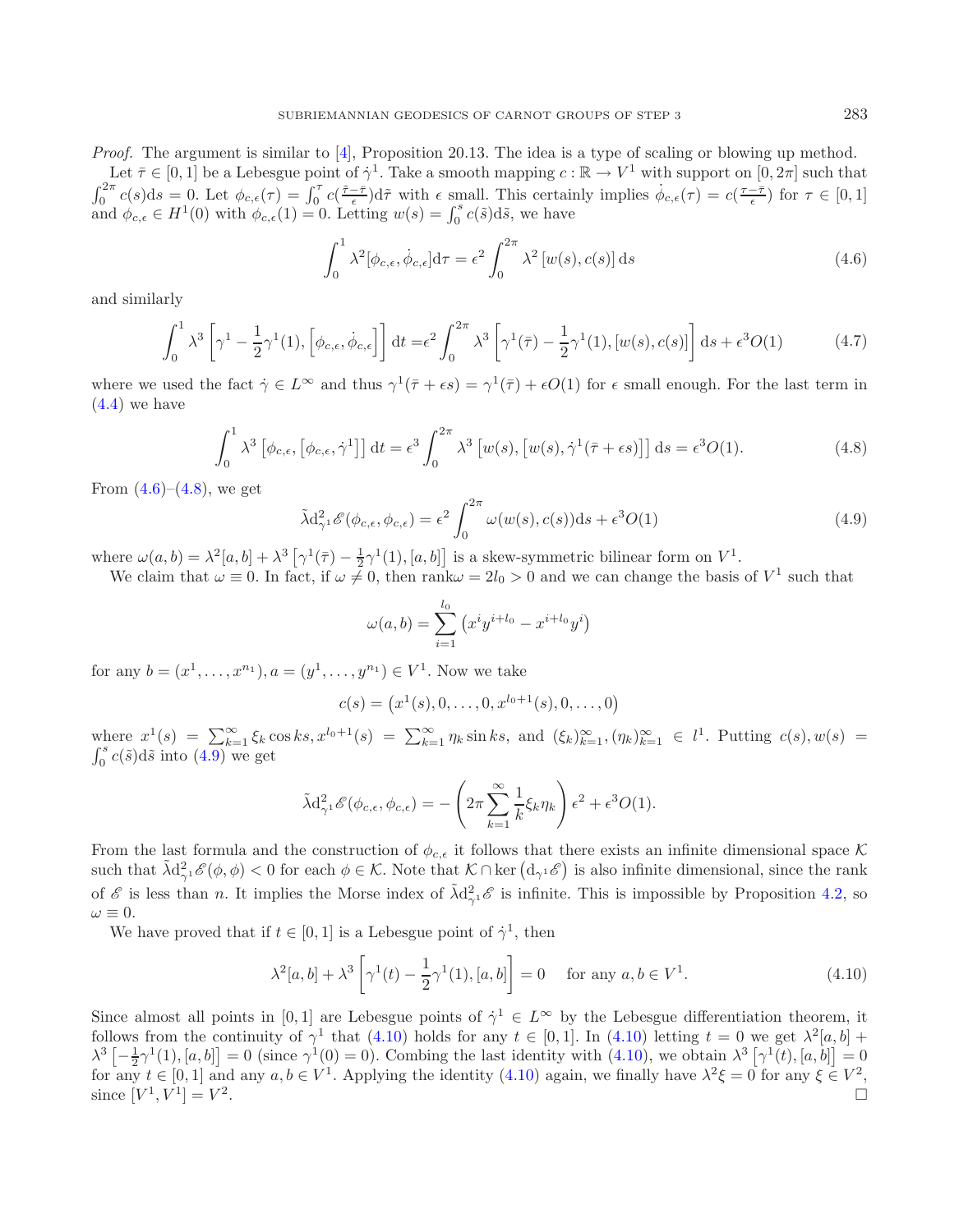*Proof.* The argument is similar to [4], Proposition 20.13. The idea is a type of scaling or blowing up method.

Let $\bar{\tau} \in [0,1]$ be a Lebesgue point of $\dot{\gamma}^1$. Take a smooth mapping $c : \mathbb{R} \to V^1$ with support on $[0, 2\pi]$ such that $\int_0^{2\pi} c(s)\mathrm{d}s = 0$. Let $\phi_{c,\epsilon}(\tau) = \int_0^{\tau} c(\frac{\tilde{\tau}-\bar{\tau}}{\epsilon})\mathrm{d}\tilde{\tau}$ with $\epsilon$ small. This certainly implies $\dot{\phi}_{c,\epsilon}(\tau) = c(\frac{\tau-\bar{\tau}}{\epsilon})$ for $\tau \in [0,1]$ and $\phi_{c,\epsilon} \in H^1(0)$ with $\phi_{c,\epsilon}(1) = 0$. Letting $w(s) = \int_0^s c(\tilde{s})\mathrm{d}\tilde{s}$, we have

$$\int_0^1 \lambda^2[\phi_{c,\epsilon}, \dot{\phi}_{c,\epsilon}]\mathrm{d}\tau = \epsilon^2 \int_0^{2\pi} \lambda^2 \left[w(s), c(s)\right] \mathrm{d}s \tag{4.6}$$

and similarly

$$\int_0^1 \lambda^3 \left[\gamma^1 - \frac{1}{2}\gamma^1(1), \left[\phi_{c,\epsilon}, \dot{\phi}_{c,\epsilon}\right]\right] \mathrm{d}t = \epsilon^2 \int_0^{2\pi} \lambda^3 \left[\gamma^1(\bar{\tau}) - \frac{1}{2}\gamma^1(1), [w(s), c(s)]\right] \mathrm{d}s + \epsilon^3 O(1) \tag{4.7}$$

where we used the fact $\dot{\gamma} \in L^\infty$ and thus $\gamma^1(\bar{\tau} + \epsilon s) = \gamma^1(\bar{\tau}) + \epsilon O(1)$ for $\epsilon$ small enough. For the last term in (4.4) we have

$$\int_0^1 \lambda^3 \left[\phi_{c,\epsilon}, \left[\phi_{c,\epsilon}, \dot{\gamma}^1\right]\right] \mathrm{d}t = \epsilon^3 \int_0^{2\pi} \lambda^3 \left[w(s), \left[w(s), \dot{\gamma}^1(\bar{\tau} + \epsilon s)\right]\right] \mathrm{d}s = \epsilon^3 O(1). \tag{4.8}$$

From (4.6)–(4.8), we get

$$\tilde{\lambda}\mathrm{d}^2_{\gamma^1}\mathscr{E}(\phi_{c,\epsilon}, \phi_{c,\epsilon}) = \epsilon^2 \int_0^{2\pi} \omega(w(s), c(s))\mathrm{d}s + \epsilon^3 O(1) \tag{4.9}$$

where $\omega(a, b) = \lambda^2[a, b] + \lambda^3\left[\gamma^1(\bar{\tau}) - \frac{1}{2}\gamma^1(1), [a, b]\right]$ is a skew-symmetric bilinear form on $V^1$.

We claim that $\omega \equiv 0$. In fact, if $\omega \neq 0$, then $\mathrm{rank}\omega = 2l_0 > 0$ and we can change the basis of $V^1$ such that

$$\omega(a, b) = \sum_{i=1}^{l_0} \left(x^i y^{i+l_0} - x^{i+l_0} y^i\right)$$

for any $b = (x^1, \ldots, x^{n_1}), a = (y^1, \ldots, y^{n_1}) \in V^1$. Now we take

$$c(s) = \left(x^1(s), 0, \ldots, 0, x^{l_0+1}(s), 0, \ldots, 0\right)$$

where $x^1(s) = \sum_{k=1}^{\infty} \xi_k \cos ks, x^{l_0+1}(s) = \sum_{k=1}^{\infty} \eta_k \sin ks$, and $(\xi_k)_{k=1}^{\infty}, (\eta_k)_{k=1}^{\infty} \in l^1$. Putting $c(s), w(s) = \int_0^s c(\tilde{s})\mathrm{d}\tilde{s}$ into (4.9) we get

$$\tilde{\lambda}\mathrm{d}^2_{\gamma^1}\mathscr{E}(\phi_{c,\epsilon}, \phi_{c,\epsilon}) = -\left(2\pi \sum_{k=1}^{\infty} \frac{1}{k}\xi_k \eta_k\right)\epsilon^2 + \epsilon^3 O(1).$$

From the last formula and the construction of $\phi_{c,\epsilon}$ it follows that there exists an infinite dimensional space $\mathcal{K}$ such that $\tilde{\lambda}\mathrm{d}^2_{\gamma^1}\mathscr{E}(\phi, \phi) < 0$ for each $\phi \in \mathcal{K}$. Note that $\mathcal{K} \cap \ker\left(\mathrm{d}_{\gamma^1}\mathscr{E}\right)$ is also infinite dimensional, since the rank of $\mathscr{E}$ is less than $n$. It implies the Morse index of $\tilde{\lambda}\mathrm{d}^2_{\gamma^1}\mathscr{E}$ is infinite. This is impossible by Proposition 4.2, so $\omega \equiv 0$.

We have proved that if $t \in [0,1]$ is a Lebesgue point of $\dot{\gamma}^1$, then

$$\lambda^2[a, b] + \lambda^3\left[\gamma^1(t) - \frac{1}{2}\gamma^1(1), [a, b]\right] = 0 \quad \text{for any } a, b \in V^1. \tag{4.10}$$

Since almost all points in $[0,1]$ are Lebesgue points of $\dot{\gamma}^1 \in L^\infty$ by the Lebesgue differentiation theorem, it follows from the continuity of $\gamma^1$ that (4.10) holds for any $t \in [0,1]$. In (4.10) letting $t = 0$ we get $\lambda^2[a, b] + \lambda^3\left[-\frac{1}{2}\gamma^1(1), [a, b]\right] = 0$ (since $\gamma^1(0) = 0$). Combing the last identity with (4.10), we obtain $\lambda^3\left[\gamma^1(t), [a, b]\right] = 0$ for any $t \in [0,1]$ and any $a, b \in V^1$. Applying the identity (4.10) again, we finally have $\lambda^2\xi = 0$ for any $\xi \in V^2$, since $[V^1, V^1] = V^2$. □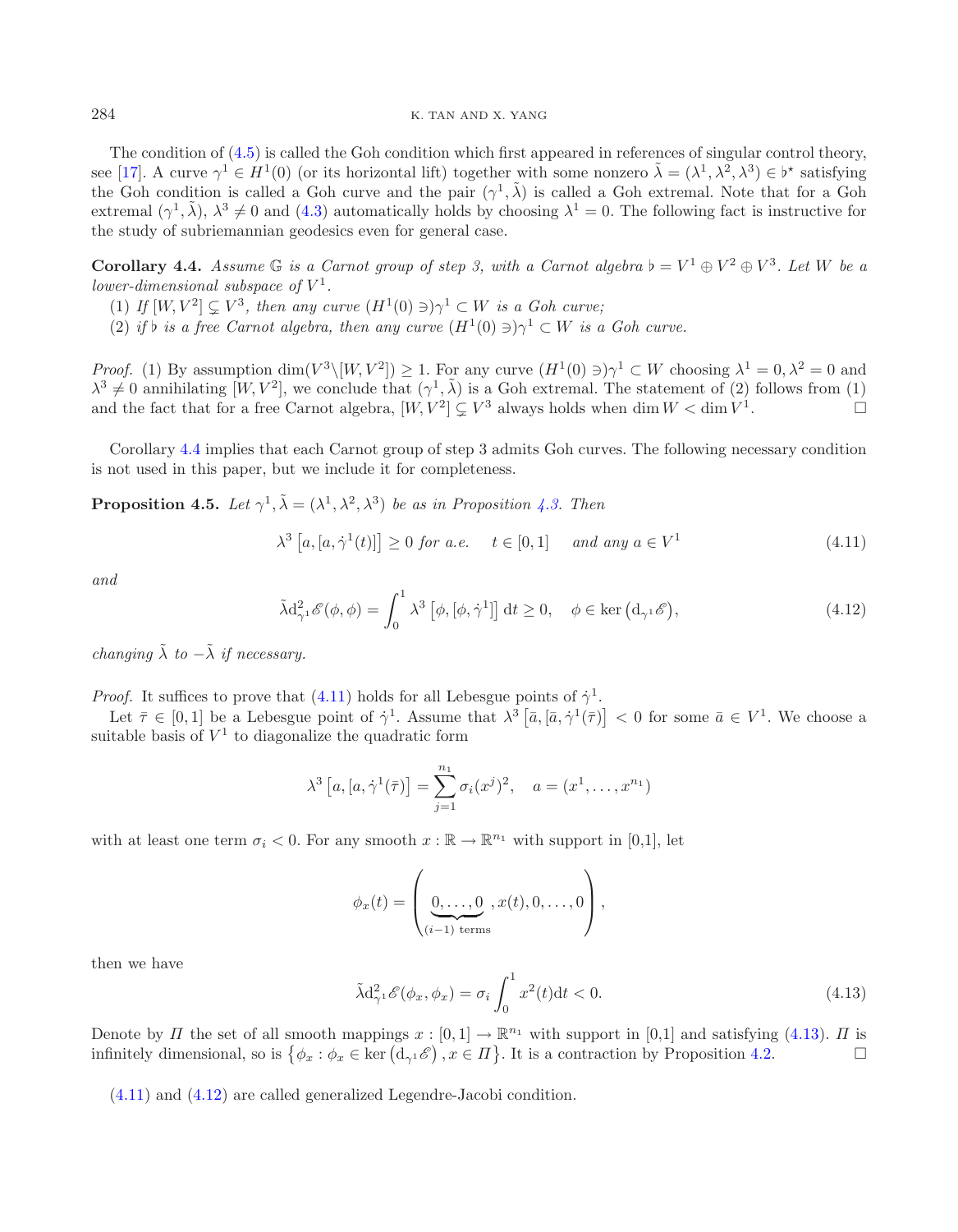The condition of (4.5) is called the Goh condition which first appeared in references of singular control theory, see [17]. A curve $\gamma^1 \in H^1(0)$ (or its horizontal lift) together with some nonzero $\tilde{\lambda} = (\lambda^1, \lambda^2, \lambda^3) \in \flat^\star$ satisfying the Goh condition is called a Goh curve and the pair $(\gamma^1, \tilde{\lambda})$ is called a Goh extremal. Note that for a Goh extremal $(\gamma^1, \tilde{\lambda})$, $\lambda^3 \neq 0$ and (4.3) automatically holds by choosing $\lambda^1 = 0$. The following fact is instructive for the study of subriemannian geodesics even for general case.

**Corollary 4.4.** *Assume $\mathbb{G}$ is a Carnot group of step 3, with a Carnot algebra $\flat = V^1 \oplus V^2 \oplus V^3$. Let $W$ be a lower-dimensional subspace of $V^1$.*

(1) *If $[W, V^2] \subsetneq V^3$, then any curve $(H^1(0) \ni)\gamma^1 \subset W$ is a Goh curve;*

(2) *if $\flat$ is a free Carnot algebra, then any curve $(H^1(0) \ni)\gamma^1 \subset W$ is a Goh curve.*

*Proof.* (1) By assumption $\dim(V^3 \backslash [W, V^2]) \geq 1$. For any curve $(H^1(0) \ni)\gamma^1 \subset W$ choosing $\lambda^1 = 0, \lambda^2 = 0$ and $\lambda^3 \neq 0$ annihilating $[W, V^2]$, we conclude that $(\gamma^1, \tilde{\lambda})$ is a Goh extremal. The statement of (2) follows from (1) and the fact that for a free Carnot algebra, $[W, V^2] \subsetneq V^3$ always holds when $\dim W < \dim V^1$. □

Corollary 4.4 implies that each Carnot group of step 3 admits Goh curves. The following necessary condition is not used in this paper, but we include it for completeness.

**Proposition 4.5.** *Let $\gamma^1, \tilde{\lambda} = (\lambda^1, \lambda^2, \lambda^3)$ be as in Proposition 4.3. Then*

$$\lambda^3 \left[a, [a, \dot{\gamma}^1(t)]\right] \geq 0 \text{ for a.e. } \quad t \in [0,1] \quad \text{ and any } a \in V^1 \tag{4.11}$$

*and*

$$\tilde{\lambda} \mathrm{d}^2_{\gamma^1} \mathscr{E}(\phi, \phi) = \int_0^1 \lambda^3 \left[\phi, [\phi, \dot{\gamma}^1]\right] \mathrm{d}t \geq 0, \quad \phi \in \ker\left(\mathrm{d}_{\gamma^1} \mathscr{E}\right), \tag{4.12}$$

*changing $\tilde{\lambda}$ to $-\tilde{\lambda}$ if necessary.*

*Proof.* It suffices to prove that (4.11) holds for all Lebesgue points of $\dot{\gamma}^1$.

Let $\bar{\tau} \in [0,1]$ be a Lebesgue point of $\dot{\gamma}^1$. Assume that $\lambda^3 \left[\bar{a}, [\bar{a}, \dot{\gamma}^1(\bar{\tau})\right] < 0$ for some $\bar{a} \in V^1$. We choose a suitable basis of $V^1$ to diagonalize the quadratic form

$$\lambda^3 \left[a, [a, \dot{\gamma}^1(\bar{\tau})\right] = \sum_{j=1}^{n_1} \sigma_i (x^j)^2, \quad a = (x^1, \ldots, x^{n_1})$$

with at least one term $\sigma_i < 0$. For any smooth $x : \mathbb{R} \to \mathbb{R}^{n_1}$ with support in [0,1], let

$$\phi_x(t) = \left( \underbrace{0, \ldots, 0}_{(i-1) \text{ terms}}, x(t), 0, \ldots, 0 \right),$$

then we have

$$\tilde{\lambda} \mathrm{d}^2_{\gamma^1} \mathscr{E}(\phi_x, \phi_x) = \sigma_i \int_0^1 x^2(t) \mathrm{d}t < 0. \tag{4.13}$$

Denote by $\Pi$ the set of all smooth mappings $x : [0,1] \to \mathbb{R}^{n_1}$ with support in [0,1] and satisfying (4.13). $\Pi$ is infinitely dimensional, so is $\left\{\phi_x : \phi_x \in \ker\left(\mathrm{d}_{\gamma^1} \mathscr{E}\right), x \in \Pi\right\}$. It is a contraction by Proposition 4.2. □

(4.11) and (4.12) are called generalized Legendre-Jacobi condition.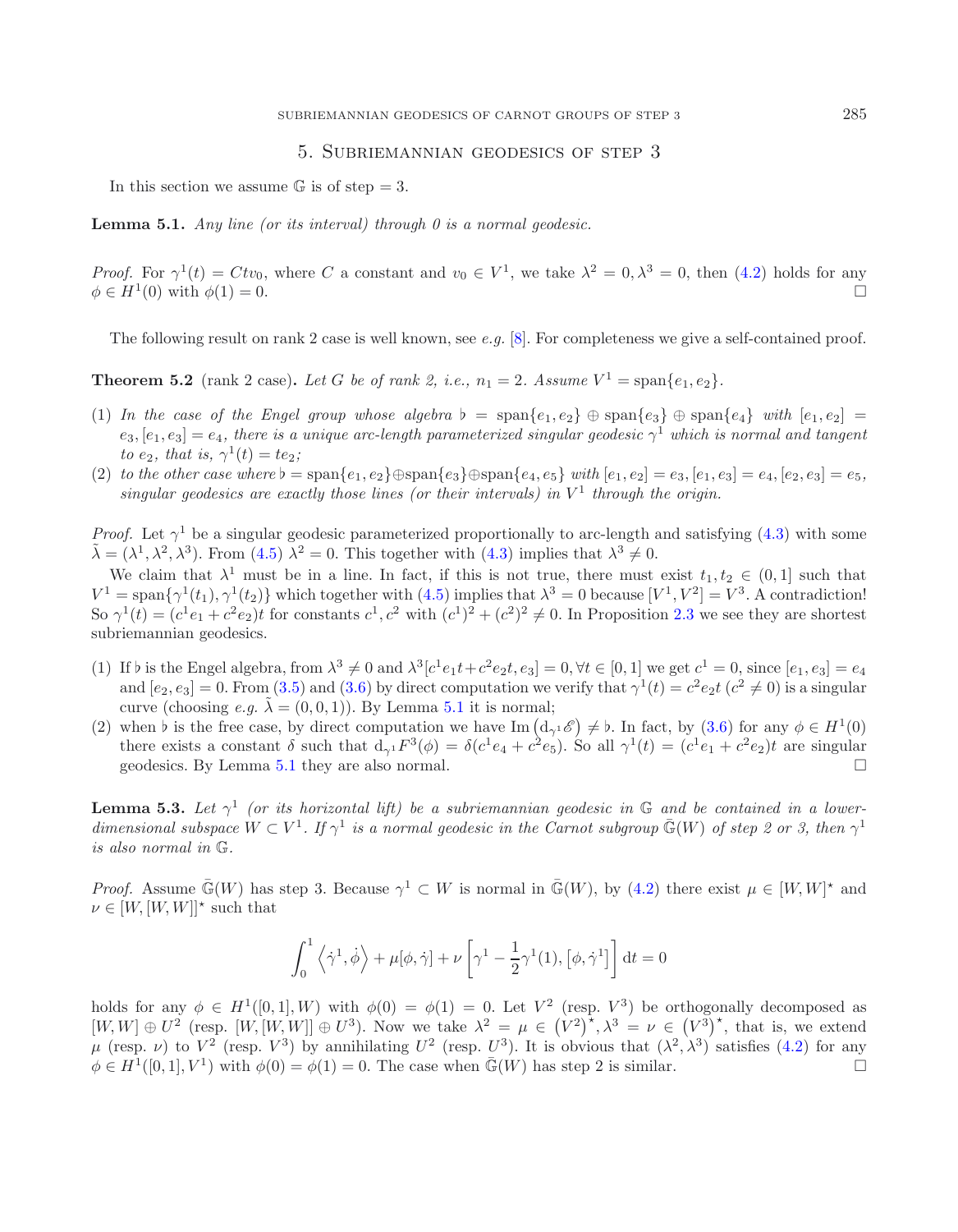## 5. Subriemannian geodesics of step 3

In this section we assume $\mathbb{G}$ is of step = 3.

**Lemma 5.1.** *Any line (or its interval) through 0 is a normal geodesic.*

*Proof.* For $\gamma^1(t) = Ctv_0$, where $C$ a constant and $v_0 \in V^1$, we take $\lambda^2 = 0, \lambda^3 = 0$, then (4.2) holds for any $\phi \in H^1(0)$ with $\phi(1) = 0$. □

The following result on rank 2 case is well known, see *e.g.* [8]. For completeness we give a self-contained proof.

**Theorem 5.2** (rank 2 case)**.** *Let $G$ be of rank 2, i.e., $n_1 = 2$. Assume $V^1 = \text{span}\{e_1, e_2\}$.*

1. *In the case of the Engel group whose algebra $\flat = \text{span}\{e_1, e_2\} \oplus \text{span}\{e_3\} \oplus \text{span}\{e_4\}$ with $[e_1, e_2] = e_3, [e_1, e_3] = e_4$, there is a unique arc-length parameterized singular geodesic $\gamma^1$ which is normal and tangent to $e_2$, that is, $\gamma^1(t) = te_2$;*
2. *to the other case where $\flat = \text{span}\{e_1, e_2\} \oplus \text{span}\{e_3\} \oplus \text{span}\{e_4, e_5\}$ with $[e_1, e_2] = e_3, [e_1, e_3] = e_4, [e_2, e_3] = e_5$, singular geodesics are exactly those lines (or their intervals) in $V^1$ through the origin.*

*Proof.* Let $\gamma^1$ be a singular geodesic parameterized proportionally to arc-length and satisfying (4.3) with some $\tilde{\lambda} = (\lambda^1, \lambda^2, \lambda^3)$. From (4.5) $\lambda^2 = 0$. This together with (4.3) implies that $\lambda^3 \neq 0$.

We claim that $\lambda^1$ must be in a line. In fact, if this is not true, there must exist $t_1, t_2 \in (0, 1]$ such that $V^1 = \text{span}\{\gamma^1(t_1), \gamma^1(t_2)\}$ which together with (4.5) implies that $\lambda^3 = 0$ because $[V^1, V^2] = V^3$. A contradiction! So $\gamma^1(t) = (c^1e_1 + c^2e_2)t$ for constants $c^1, c^2$ with $(c^1)^2 + (c^2)^2 \neq 0$. In Proposition 2.3 we see they are shortest subriemannian geodesics.

1. If $\flat$ is the Engel algebra, from $\lambda^3 \neq 0$ and $\lambda^3[c^1e_1t + c^2e_2t, e_3] = 0, \forall t \in [0, 1]$ we get $c^1 = 0$, since $[e_1, e_3] = e_4$ and $[e_2, e_3] = 0$. From (3.5) and (3.6) by direct computation we verify that $\gamma^1(t) = c^2e_2t$ ($c^2 \neq 0$) is a singular curve (choosing *e.g.* $\tilde{\lambda} = (0, 0, 1)$). By Lemma 5.1 it is normal;
2. when $\flat$ is the free case, by direct computation we have $\text{Im}\left(\mathrm{d}_{\gamma^1}\mathscr{E}\right) \neq \flat$. In fact, by (3.6) for any $\phi \in H^1(0)$ there exists a constant $\delta$ such that $\mathrm{d}_{\gamma^1}F^3(\phi) = \delta(c^1e_4 + c^2e_5)$. So all $\gamma^1(t) = (c^1e_1 + c^2e_2)t$ are singular geodesics. By Lemma 5.1 they are also normal. □

**Lemma 5.3.** *Let $\gamma^1$ (or its horizontal lift) be a subriemannian geodesic in $\mathbb{G}$ and be contained in a lower-dimensional subspace $W \subset V^1$. If $\gamma^1$ is a normal geodesic in the Carnot subgroup $\bar{\mathbb{G}}(W)$ of step 2 or 3, then $\gamma^1$ is also normal in $\mathbb{G}$.*

*Proof.* Assume $\bar{\mathbb{G}}(W)$ has step 3. Because $\gamma^1 \subset W$ is normal in $\bar{\mathbb{G}}(W)$, by (4.2) there exist $\mu \in [W, W]^\star$ and $\nu \in [W, [W, W]]^\star$ such that

$$\int_0^1 \left\langle \dot{\gamma}^1, \dot{\phi} \right\rangle + \mu[\phi, \dot{\gamma}] + \nu \left[ \gamma^1 - \frac{1}{2}\gamma^1(1), \left[\phi, \dot{\gamma}^1\right] \right] \mathrm{d}t = 0$$

holds for any $\phi \in H^1([0, 1], W)$ with $\phi(0) = \phi(1) = 0$. Let $V^2$ (resp. $V^3$) be orthogonally decomposed as $[W, W] \oplus U^2$ (resp. $[W, [W, W]] \oplus U^3$). Now we take $\lambda^2 = \mu \in \left(V^2\right)^\star, \lambda^3 = \nu \in \left(V^3\right)^\star$, that is, we extend $\mu$ (resp. $\nu$) to $V^2$ (resp. $V^3$) by annihilating $U^2$ (resp. $U^3$). It is obvious that $(\lambda^2, \lambda^3)$ satisfies (4.2) for any $\phi \in H^1([0, 1], V^1)$ with $\phi(0) = \phi(1) = 0$. The case when $\bar{\mathbb{G}}(W)$ has step 2 is similar. □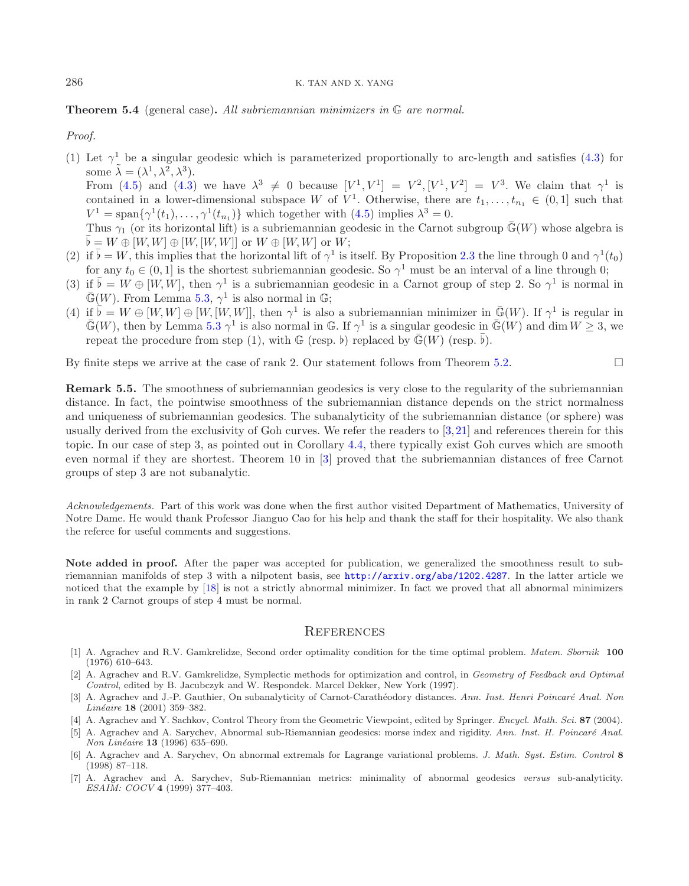**Theorem 5.4** (general case)**.** *All subriemannian minimizers in* $\mathbb{G}$ *are normal.*

*Proof.*

(1) Let $\gamma^1$ be a singular geodesic which is parameterized proportionally to arc-length and satisfies (4.3) for some $\tilde{\lambda} = (\lambda^1, \lambda^2, \lambda^3)$.
From (4.5) and (4.3) we have $\lambda^3 \neq 0$ because $[V^1, V^1] = V^2, [V^1, V^2] = V^3$. We claim that $\gamma^1$ is contained in a lower-dimensional subspace $W$ of $V^1$. Otherwise, there are $t_1, \ldots, t_{n_1} \in (0, 1]$ such that $V^1 = \text{span}\{\gamma^1(t_1), \ldots, \gamma^1(t_{n_1})\}$ which together with (4.5) implies $\lambda^3 = 0$.
Thus $\gamma_1$ (or its horizontal lift) is a subriemannian geodesic in the Carnot subgroup $\bar{\mathbb{G}}(W)$ whose algebra is $\bar{\flat} = W \oplus [W, W] \oplus [W, [W, W]]$ or $W \oplus [W, W]$ or $W$;

(2) if $\bar{\flat} = W$, this implies that the horizontal lift of $\gamma^1$ is itself. By Proposition 2.3 the line through 0 and $\gamma^1(t_0)$ for any $t_0 \in (0, 1]$ is the shortest subriemannian geodesic. So $\gamma^1$ must be an interval of a line through 0;

(3) if $\bar{\flat} = W \oplus [W, W]$, then $\gamma^1$ is a subriemannian geodesic in a Carnot group of step 2. So $\gamma^1$ is normal in $\bar{\mathbb{G}}(W)$. From Lemma 5.3, $\gamma^1$ is also normal in $\mathbb{G}$;

(4) if $\bar{\flat} = W \oplus [W, W] \oplus [W, [W, W]]$, then $\gamma^1$ is also a subriemannian minimizer in $\bar{\mathbb{G}}(W)$. If $\gamma^1$ is regular in $\bar{\mathbb{G}}(W)$, then by Lemma 5.3 $\gamma^1$ is also normal in $\mathbb{G}$. If $\gamma^1$ is a singular geodesic in $\bar{\mathbb{G}}(W)$ and $\dim W \geq 3$, we repeat the procedure from step (1), with $\mathbb{G}$ (resp. $\flat$) replaced by $\bar{\mathbb{G}}(W)$ (resp. $\bar{\flat}$).

By finite steps we arrive at the case of rank 2. Our statement follows from Theorem 5.2. $\square$

**Remark 5.5.** The smoothness of subriemannian geodesics is very close to the regularity of the subriemannian distance. In fact, the pointwise smoothness of the subriemannian distance depends on the strict normalness and uniqueness of subriemannian geodesics. The subanalyticity of the subriemannian distance (or sphere) was usually derived from the exclusivity of Goh curves. We refer the readers to [3,21] and references therein for this topic. In our case of step 3, as pointed out in Corollary 4.4, there typically exist Goh curves which are smooth even normal if they are shortest. Theorem 10 in [3] proved that the subriemannian distances of free Carnot groups of step 3 are not subanalytic.

*Acknowledgements.* Part of this work was done when the first author visited Department of Mathematics, University of Notre Dame. He would thank Professor Jianguo Cao for his help and thank the staff for their hospitality. We also thank the referee for useful comments and suggestions.

**Note added in proof.** After the paper was accepted for publication, we generalized the smoothness result to subriemannian manifolds of step 3 with a nilpotent basis, see http://arxiv.org/abs/1202.4287. In the latter article we noticed that the example by [18] is not a strictly abnormal minimizer. In fact we proved that all abnormal minimizers in rank 2 Carnot groups of step 4 must be normal.

## References

[1] A. Agrachev and R.V. Gamkrelidze, Second order optimality condition for the time optimal problem. *Matem. Sbornik* **100** (1976) 610–643.

[2] A. Agrachev and R.V. Gamkrelidze, Symplectic methods for optimization and control, in *Geometry of Feedback and Optimal Control*, edited by B. Jacubczyk and W. Respondek. Marcel Dekker, New York (1997).

[3] A. Agrachev and J.-P. Gauthier, On subanalyticity of Carnot-Carathéodory distances. *Ann. Inst. Henri Poincaré Anal. Non Linéaire* **18** (2001) 359–382.

[4] A. Agrachev and Y. Sachkov, Control Theory from the Geometric Viewpoint, edited by Springer. *Encycl. Math. Sci.* **87** (2004).

[5] A. Agrachev and A. Sarychev, Abnormal sub-Riemannian geodesics: morse index and rigidity. *Ann. Inst. H. Poincaré Anal. Non Linéaire* **13** (1996) 635–690.

[6] A. Agrachev and A. Sarychev, On abnormal extremals for Lagrange variational problems. *J. Math. Syst. Estim. Control* **8** (1998) 87–118.

[7] A. Agrachev and A. Sarychev, Sub-Riemannian metrics: minimality of abnormal geodesics *versus* sub-analyticity. *ESAIM: COCV* **4** (1999) 377–403.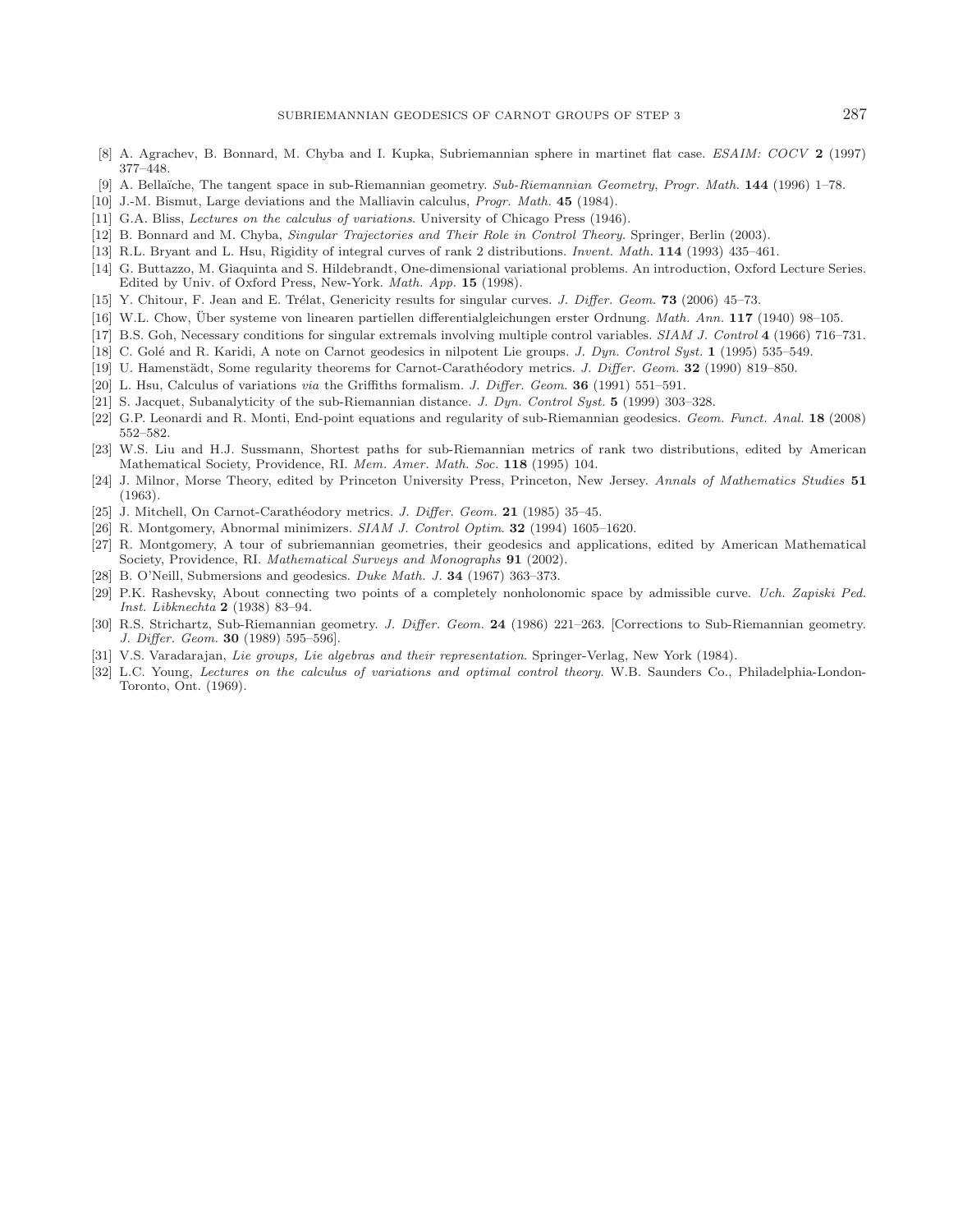[8] A. Agrachev, B. Bonnard, M. Chyba and I. Kupka, Subriemannian sphere in martinet flat case. *ESAIM: COCV* **2** (1997) 377–448.

[9] A. Bellaïche, The tangent space in sub-Riemannian geometry. *Sub-Riemannian Geometry*, *Progr. Math.* **144** (1996) 1–78.

[10] J.-M. Bismut, Large deviations and the Malliavin calculus, *Progr. Math.* **45** (1984).

[11] G.A. Bliss, *Lectures on the calculus of variations*. University of Chicago Press (1946).

[12] B. Bonnard and M. Chyba, *Singular Trajectories and Their Role in Control Theory*. Springer, Berlin (2003).

[13] R.L. Bryant and L. Hsu, Rigidity of integral curves of rank 2 distributions. *Invent. Math.* **114** (1993) 435–461.

[14] G. Buttazzo, M. Giaquinta and S. Hildebrandt, One-dimensional variational problems. An introduction, Oxford Lecture Series. Edited by Univ. of Oxford Press, New-York. *Math. App.* **15** (1998).

[15] Y. Chitour, F. Jean and E. Trélat, Genericity results for singular curves. *J. Differ. Geom.* **73** (2006) 45–73.

[16] W.L. Chow, Über systeme von linearen partiellen differentialgleichungen erster Ordnung. *Math. Ann.* **117** (1940) 98–105.

[17] B.S. Goh, Necessary conditions for singular extremals involving multiple control variables. *SIAM J. Control* **4** (1966) 716–731.

[18] C. Golé and R. Karidi, A note on Carnot geodesics in nilpotent Lie groups. *J. Dyn. Control Syst.* **1** (1995) 535–549.

[19] U. Hamenstädt, Some regularity theorems for Carnot-Carathéodory metrics. *J. Differ. Geom.* **32** (1990) 819–850.

[20] L. Hsu, Calculus of variations *via* the Griffiths formalism. *J. Differ. Geom.* **36** (1991) 551–591.

[21] S. Jacquet, Subanalyticity of the sub-Riemannian distance. *J. Dyn. Control Syst.* **5** (1999) 303–328.

[22] G.P. Leonardi and R. Monti, End-point equations and regularity of sub-Riemannian geodesics. *Geom. Funct. Anal.* **18** (2008) 552–582.

[23] W.S. Liu and H.J. Sussmann, Shortest paths for sub-Riemannian metrics of rank two distributions, edited by American Mathematical Society, Providence, RI. *Mem. Amer. Math. Soc.* **118** (1995) 104.

[24] J. Milnor, Morse Theory, edited by Princeton University Press, Princeton, New Jersey. *Annals of Mathematics Studies* **51** (1963).

[25] J. Mitchell, On Carnot-Carathéodory metrics. *J. Differ. Geom.* **21** (1985) 35–45.

[26] R. Montgomery, Abnormal minimizers. *SIAM J. Control Optim.* **32** (1994) 1605–1620.

[27] R. Montgomery, A tour of subriemannian geometries, their geodesics and applications, edited by American Mathematical Society, Providence, RI. *Mathematical Surveys and Monographs* **91** (2002).

[28] B. O'Neill, Submersions and geodesics. *Duke Math. J.* **34** (1967) 363–373.

[29] P.K. Rashevsky, About connecting two points of a completely nonholonomic space by admissible curve. *Uch. Zapiski Ped. Inst. Libknechta* **2** (1938) 83–94.

[30] R.S. Strichartz, Sub-Riemannian geometry. *J. Differ. Geom.* **24** (1986) 221–263. [Corrections to Sub-Riemannian geometry. *J. Differ. Geom.* **30** (1989) 595–596].

[31] V.S. Varadarajan, *Lie groups, Lie algebras and their representation*. Springer-Verlag, New York (1984).

[32] L.C. Young, *Lectures on the calculus of variations and optimal control theory*. W.B. Saunders Co., Philadelphia-London-Toronto, Ont. (1969).